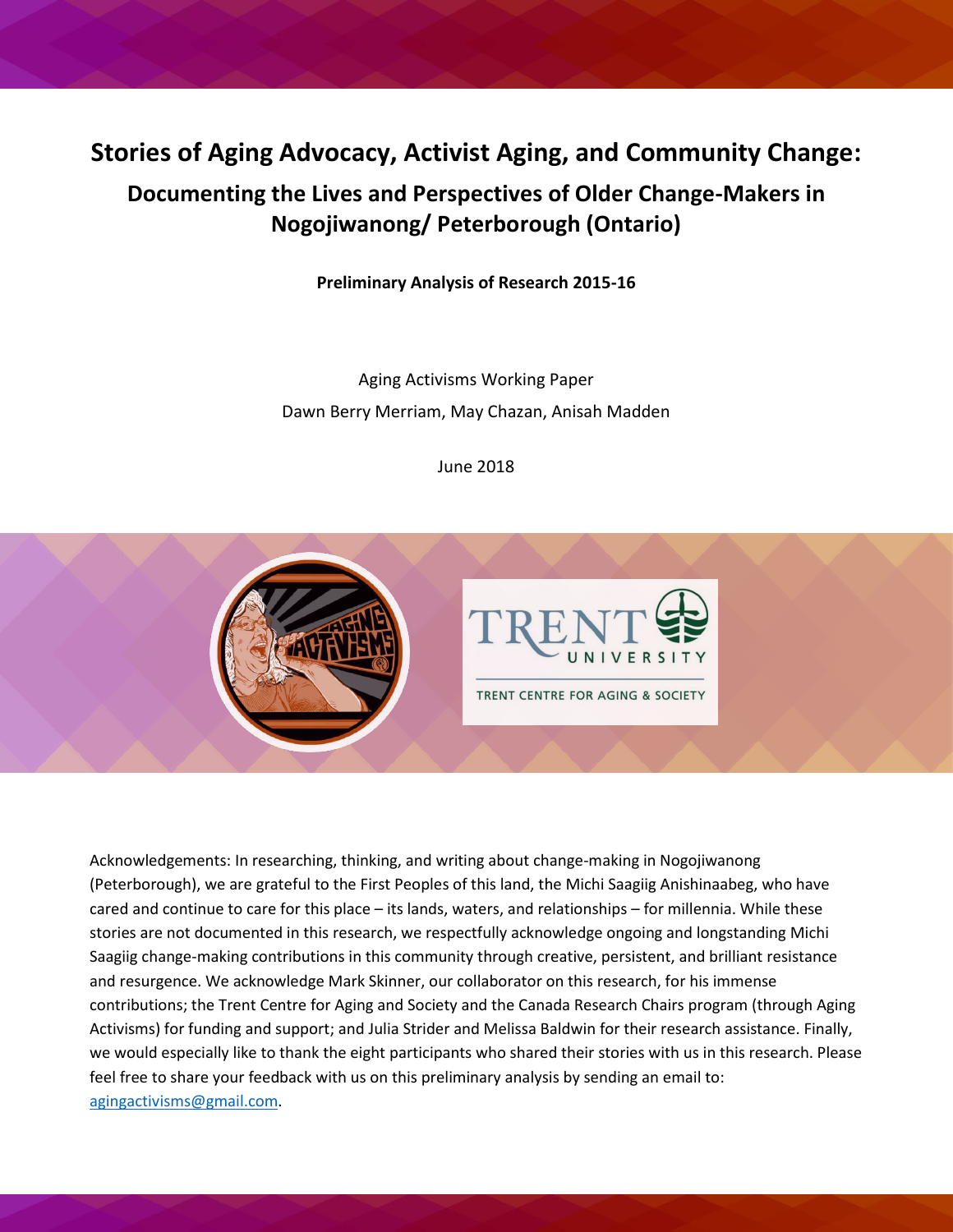# Stories of Aging Advocacy, Activist Aging, and Community Change:

## Documenting the Lives and Perspectives of Older Change-Makers in Nogojiwanong/ Peterborough (Ontario)

**Preliminary Analysis of Research 2015-16**

Aging Activisms Working Paper

Dawn Berry Merriam, May Chazan, Anisah Madden

June 2018

Acknowledgements: In researching, thinking, and writing about change-making in Nogojiwanong (Peterborough), we are grateful to the First Peoples of this land, the Michi Saagiig Anishinaabeg, who have cared and continue to care for this place – its lands, waters, and relationships – for millennia. While these stories are not documented in this research, we respectfully acknowledge ongoing and longstanding Michi Saagiig change-making contributions in this community through creative, persistent, and brilliant resistance and resurgence. We acknowledge Mark Skinner, our collaborator on this research, for his immense contributions; the Trent Centre for Aging and Society and the Canada Research Chairs program (through Aging Activisms) for funding and support; and Julia Strider and Melissa Baldwin for their research assistance. Finally, we would especially like to thank the eight participants who shared their stories with us in this research. Please feel free to share your feedback with us on this preliminary analysis by sending an email to: agingactivisms@gmail.com.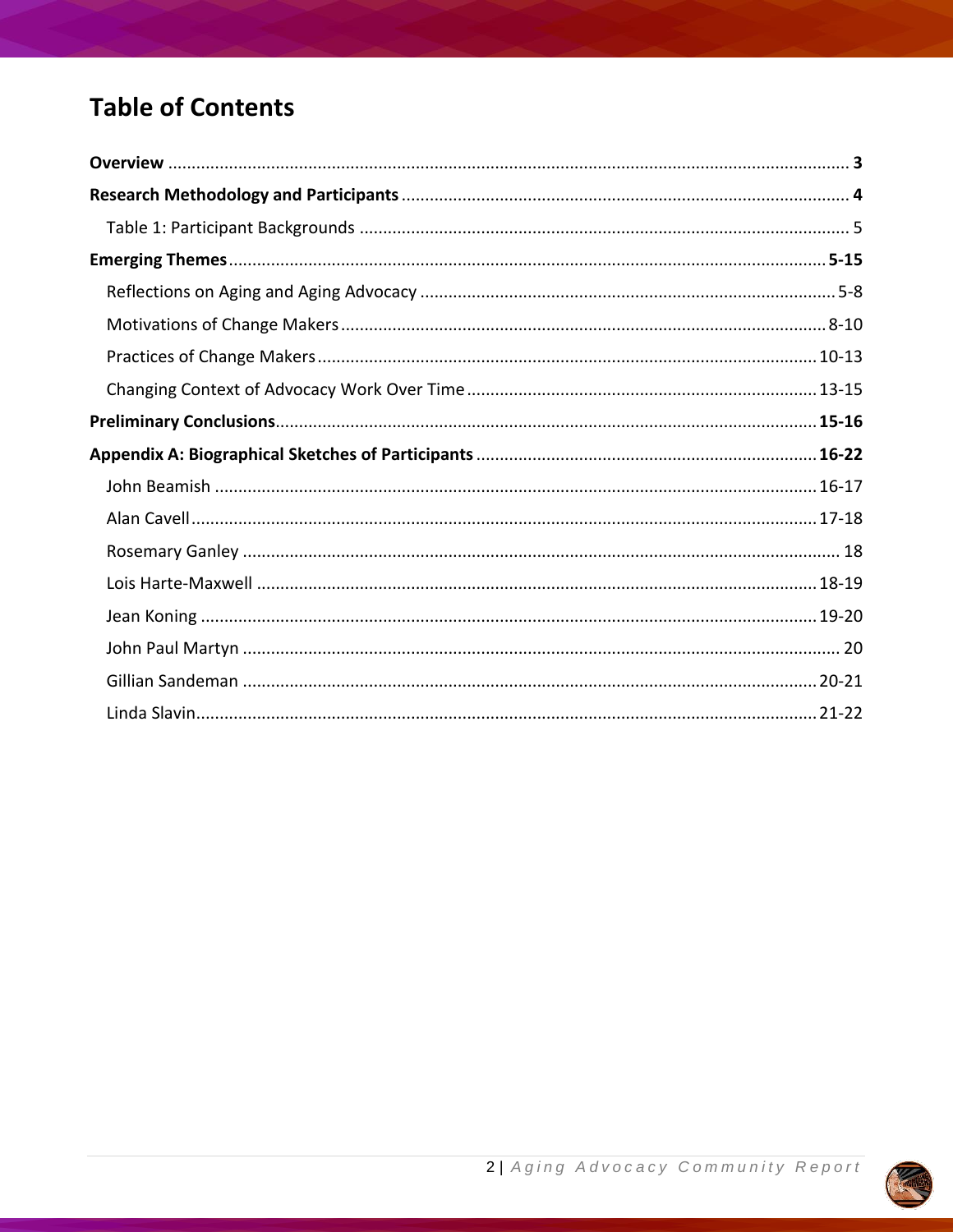# Table of Contents

**Overview** ..... **3**

**Research Methodology and Participants** ..... **4**

- Table 1: Participant Backgrounds ..... 5

**Emerging Themes** ..... **5-15**

- Reflections on Aging and Aging Advocacy ..... 5-8
- Motivations of Change Makers ..... 8-10
- Practices of Change Makers ..... 10-13
- Changing Context of Advocacy Work Over Time ..... 13-15

**Preliminary Conclusions** ..... **15-16**

**Appendix A: Biographical Sketches of Participants** ..... **16-22**

- John Beamish ..... 16-17
- Alan Cavell ..... 17-18
- Rosemary Ganley ..... 18
- Lois Harte-Maxwell ..... 18-19
- Jean Koning ..... 19-20
- John Paul Martyn ..... 20
- Gillian Sandeman ..... 20-21
- Linda Slavin ..... 21-22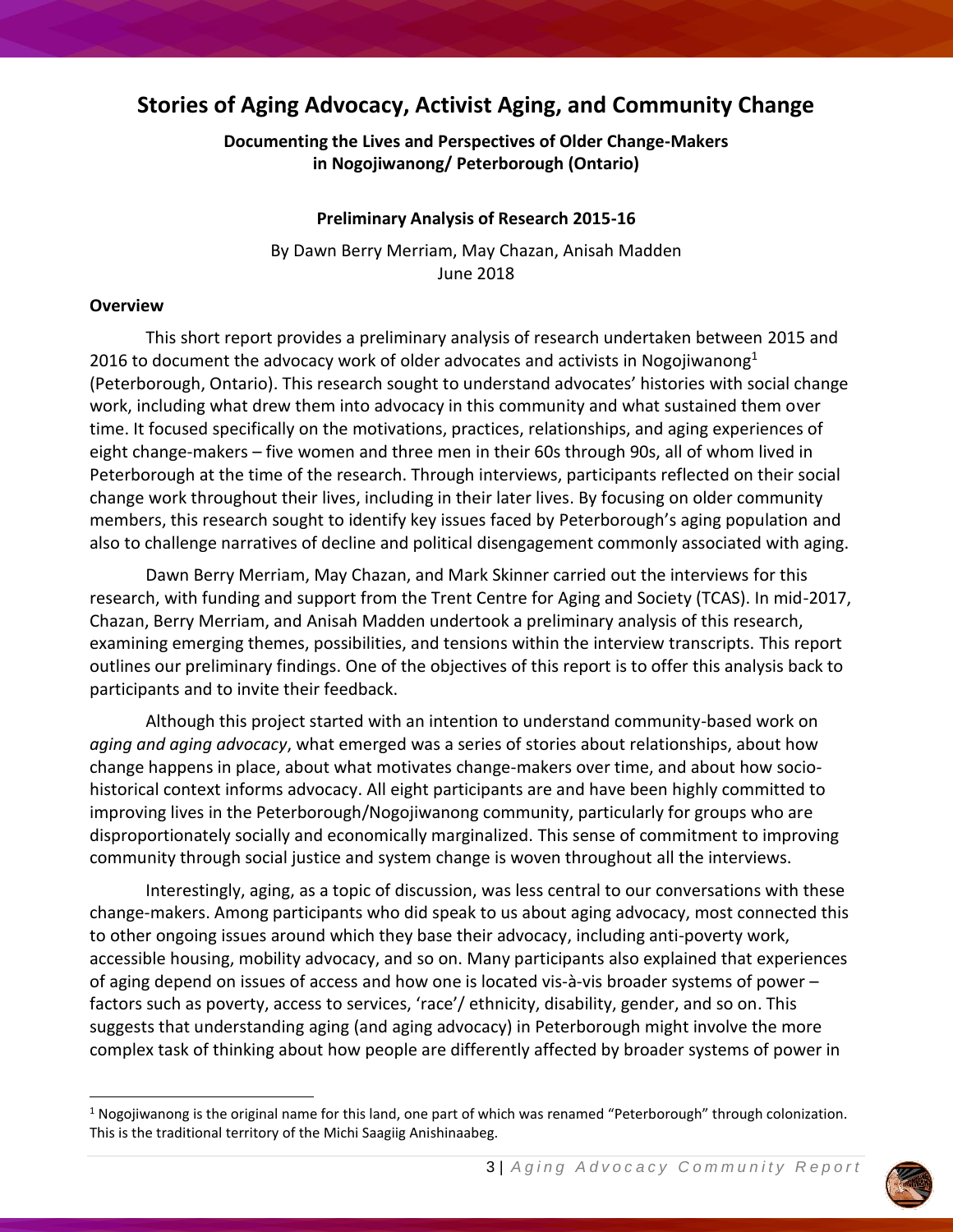# Stories of Aging Advocacy, Activist Aging, and Community Change

**Documenting the Lives and Perspectives of Older Change-Makers in Nogojiwanong/ Peterborough (Ontario)**

**Preliminary Analysis of Research 2015-16**

By Dawn Berry Merriam, May Chazan, Anisah Madden
June 2018

## Overview

This short report provides a preliminary analysis of research undertaken between 2015 and 2016 to document the advocacy work of older advocates and activists in Nogojiwanong[1] (Peterborough, Ontario). This research sought to understand advocates' histories with social change work, including what drew them into advocacy in this community and what sustained them over time. It focused specifically on the motivations, practices, relationships, and aging experiences of eight change-makers – five women and three men in their 60s through 90s, all of whom lived in Peterborough at the time of the research. Through interviews, participants reflected on their social change work throughout their lives, including in their later lives. By focusing on older community members, this research sought to identify key issues faced by Peterborough's aging population and also to challenge narratives of decline and political disengagement commonly associated with aging.

Dawn Berry Merriam, May Chazan, and Mark Skinner carried out the interviews for this research, with funding and support from the Trent Centre for Aging and Society (TCAS). In mid-2017, Chazan, Berry Merriam, and Anisah Madden undertook a preliminary analysis of this research, examining emerging themes, possibilities, and tensions within the interview transcripts. This report outlines our preliminary findings. One of the objectives of this report is to offer this analysis back to participants and to invite their feedback.

Although this project started with an intention to understand community-based work on *aging and aging advocacy*, what emerged was a series of stories about relationships, about how change happens in place, about what motivates change-makers over time, and about how socio-historical context informs advocacy. All eight participants are and have been highly committed to improving lives in the Peterborough/Nogojiwanong community, particularly for groups who are disproportionately socially and economically marginalized. This sense of commitment to improving community through social justice and system change is woven throughout all the interviews.

Interestingly, aging, as a topic of discussion, was less central to our conversations with these change-makers. Among participants who did speak to us about aging advocacy, most connected this to other ongoing issues around which they base their advocacy, including anti-poverty work, accessible housing, mobility advocacy, and so on. Many participants also explained that experiences of aging depend on issues of access and how one is located vis-à-vis broader systems of power – factors such as poverty, access to services, 'race'/ ethnicity, disability, gender, and so on. This suggests that understanding aging (and aging advocacy) in Peterborough might involve the more complex task of thinking about how people are differently affected by broader systems of power in

[1] Nogojiwanong is the original name for this land, one part of which was renamed "Peterborough" through colonization. This is the traditional territory of the Michi Saagiig Anishinaabeg.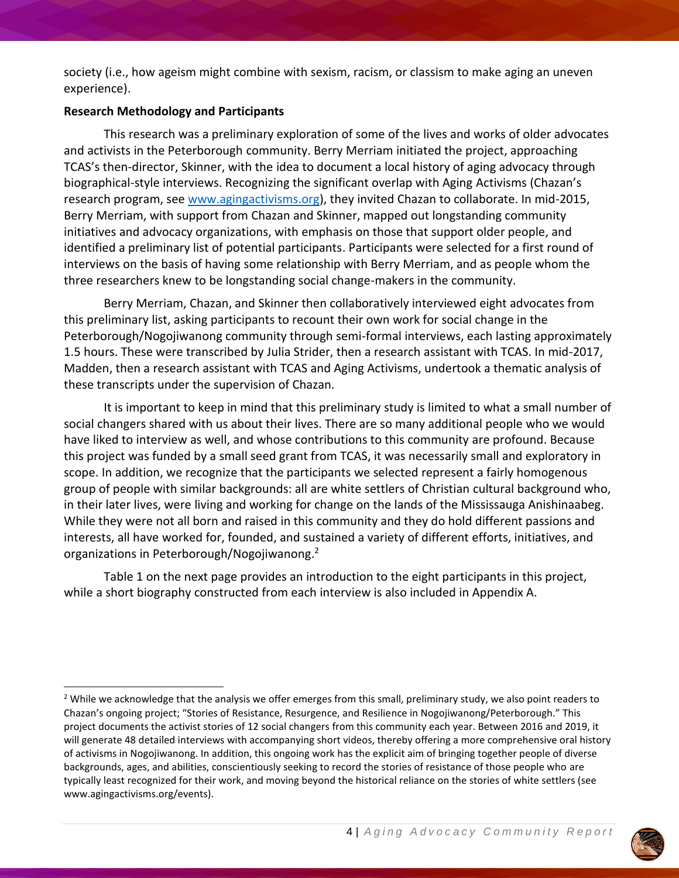society (i.e., how ageism might combine with sexism, racism, or classism to make aging an uneven experience).

**Research Methodology and Participants**

This research was a preliminary exploration of some of the lives and works of older advocates and activists in the Peterborough community. Berry Merriam initiated the project, approaching TCAS's then-director, Skinner, with the idea to document a local history of aging advocacy through biographical-style interviews. Recognizing the significant overlap with Aging Activisms (Chazan's research program, see www.agingactivisms.org), they invited Chazan to collaborate. In mid-2015, Berry Merriam, with support from Chazan and Skinner, mapped out longstanding community initiatives and advocacy organizations, with emphasis on those that support older people, and identified a preliminary list of potential participants. Participants were selected for a first round of interviews on the basis of having some relationship with Berry Merriam, and as people whom the three researchers knew to be longstanding social change-makers in the community.

Berry Merriam, Chazan, and Skinner then collaboratively interviewed eight advocates from this preliminary list, asking participants to recount their own work for social change in the Peterborough/Nogojiwanong community through semi-formal interviews, each lasting approximately 1.5 hours. These were transcribed by Julia Strider, then a research assistant with TCAS. In mid-2017, Madden, then a research assistant with TCAS and Aging Activisms, undertook a thematic analysis of these transcripts under the supervision of Chazan.

It is important to keep in mind that this preliminary study is limited to what a small number of social changers shared with us about their lives. There are so many additional people who we would have liked to interview as well, and whose contributions to this community are profound. Because this project was funded by a small seed grant from TCAS, it was necessarily small and exploratory in scope. In addition, we recognize that the participants we selected represent a fairly homogenous group of people with similar backgrounds: all are white settlers of Christian cultural background who, in their later lives, were living and working for change on the lands of the Mississauga Anishinaabeg. While they were not all born and raised in this community and they do hold different passions and interests, all have worked for, founded, and sustained a variety of different efforts, initiatives, and organizations in Peterborough/Nogojiwanong.[2]

Table 1 on the next page provides an introduction to the eight participants in this project, while a short biography constructed from each interview is also included in Appendix A.

---

[2] While we acknowledge that the analysis we offer emerges from this small, preliminary study, we also point readers to Chazan's ongoing project; "Stories of Resistance, Resurgence, and Resilience in Nogojiwanong/Peterborough." This project documents the activist stories of 12 social changers from this community each year. Between 2016 and 2019, it will generate 48 detailed interviews with accompanying short videos, thereby offering a more comprehensive oral history of activisms in Nogojiwanong. In addition, this ongoing work has the explicit aim of bringing together people of diverse backgrounds, ages, and abilities, conscientiously seeking to record the stories of resistance of those people who are typically least recognized for their work, and moving beyond the historical reliance on the stories of white settlers (see www.agingactivisms.org/events).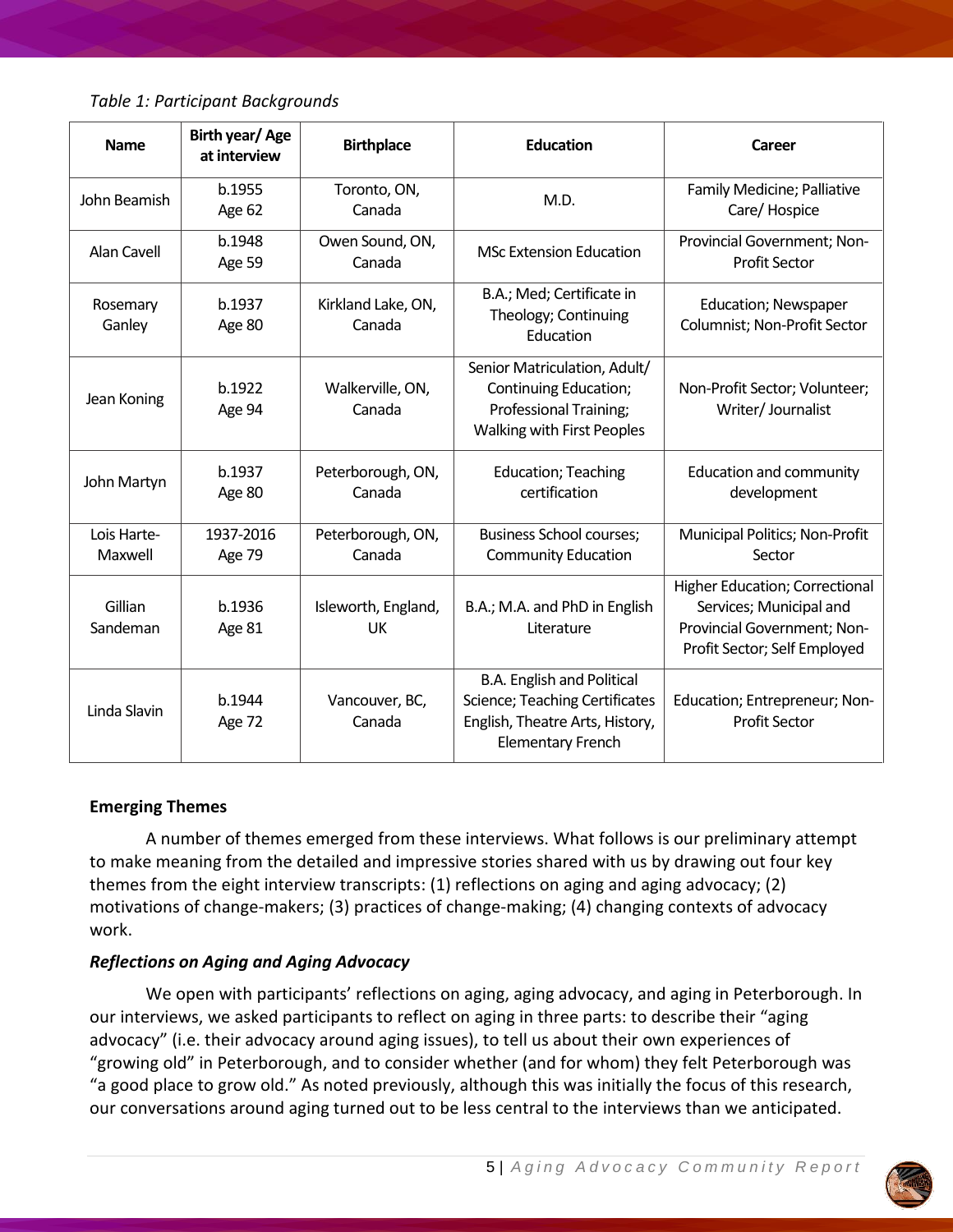*Table 1: Participant Backgrounds*

| Name | Birth year/ Age at interview | Birthplace | Education | Career |
|---|---|---|---|---|
| John Beamish | b.1955 Age 62 | Toronto, ON, Canada | M.D. | Family Medicine; Palliative Care/ Hospice |
| Alan Cavell | b.1948 Age 59 | Owen Sound, ON, Canada | MSc Extension Education | Provincial Government; Non-Profit Sector |
| Rosemary Ganley | b.1937 Age 80 | Kirkland Lake, ON, Canada | B.A.; Med; Certificate in Theology; Continuing Education | Education; Newspaper Columnist; Non-Profit Sector |
| Jean Koning | b.1922 Age 94 | Walkerville, ON, Canada | Senior Matriculation, Adult/ Continuing Education; Professional Training; Walking with First Peoples | Non-Profit Sector; Volunteer; Writer/ Journalist |
| John Martyn | b.1937 Age 80 | Peterborough, ON, Canada | Education; Teaching certification | Education and community development |
| Lois Harte-Maxwell | 1937-2016 Age 79 | Peterborough, ON, Canada | Business School courses; Community Education | Municipal Politics; Non-Profit Sector |
| Gillian Sandeman | b.1936 Age 81 | Isleworth, England, UK | B.A.; M.A. and PhD in English Literature | Higher Education; Correctional Services; Municipal and Provincial Government; Non-Profit Sector; Self Employed |
| Linda Slavin | b.1944 Age 72 | Vancouver, BC, Canada | B.A. English and Political Science; Teaching Certificates English, Theatre Arts, History, Elementary French | Education; Entrepreneur; Non-Profit Sector |

**Emerging Themes**

A number of themes emerged from these interviews. What follows is our preliminary attempt to make meaning from the detailed and impressive stories shared with us by drawing out four key themes from the eight interview transcripts: (1) reflections on aging and aging advocacy; (2) motivations of change-makers; (3) practices of change-making; (4) changing contexts of advocacy work.

***Reflections on Aging and Aging Advocacy***

We open with participants' reflections on aging, aging advocacy, and aging in Peterborough. In our interviews, we asked participants to reflect on aging in three parts: to describe their "aging advocacy" (i.e. their advocacy around aging issues), to tell us about their own experiences of "growing old" in Peterborough, and to consider whether (and for whom) they felt Peterborough was "a good place to grow old." As noted previously, although this was initially the focus of this research, our conversations around aging turned out to be less central to the interviews than we anticipated.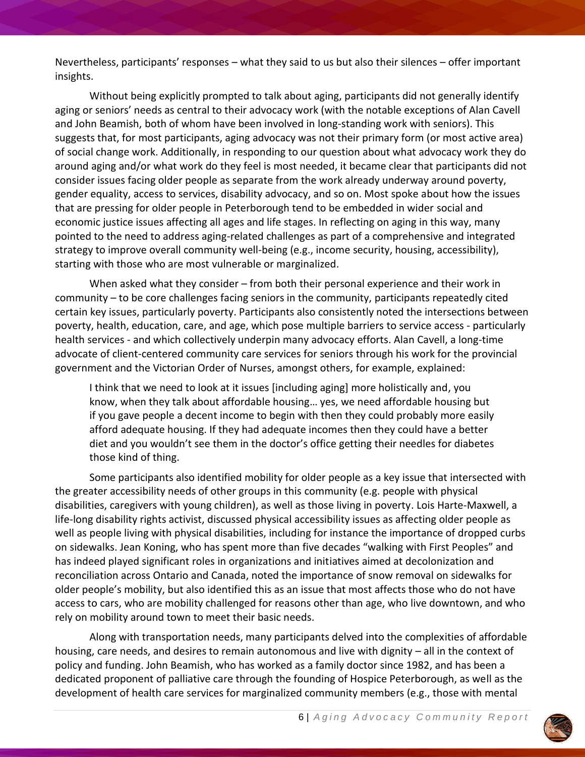Nevertheless, participants' responses – what they said to us but also their silences – offer important insights.

Without being explicitly prompted to talk about aging, participants did not generally identify aging or seniors' needs as central to their advocacy work (with the notable exceptions of Alan Cavell and John Beamish, both of whom have been involved in long-standing work with seniors). This suggests that, for most participants, aging advocacy was not their primary form (or most active area) of social change work. Additionally, in responding to our question about what advocacy work they do around aging and/or what work do they feel is most needed, it became clear that participants did not consider issues facing older people as separate from the work already underway around poverty, gender equality, access to services, disability advocacy, and so on. Most spoke about how the issues that are pressing for older people in Peterborough tend to be embedded in wider social and economic justice issues affecting all ages and life stages. In reflecting on aging in this way, many pointed to the need to address aging-related challenges as part of a comprehensive and integrated strategy to improve overall community well-being (e.g., income security, housing, accessibility), starting with those who are most vulnerable or marginalized.

When asked what they consider – from both their personal experience and their work in community – to be core challenges facing seniors in the community, participants repeatedly cited certain key issues, particularly poverty. Participants also consistently noted the intersections between poverty, health, education, care, and age, which pose multiple barriers to service access - particularly health services - and which collectively underpin many advocacy efforts. Alan Cavell, a long-time advocate of client-centered community care services for seniors through his work for the provincial government and the Victorian Order of Nurses, amongst others, for example, explained:

> I think that we need to look at it issues [including aging] more holistically and, you know, when they talk about affordable housing… yes, we need affordable housing but if you gave people a decent income to begin with then they could probably more easily afford adequate housing. If they had adequate incomes then they could have a better diet and you wouldn't see them in the doctor's office getting their needles for diabetes those kind of thing.

Some participants also identified mobility for older people as a key issue that intersected with the greater accessibility needs of other groups in this community (e.g. people with physical disabilities, caregivers with young children), as well as those living in poverty. Lois Harte-Maxwell, a life-long disability rights activist, discussed physical accessibility issues as affecting older people as well as people living with physical disabilities, including for instance the importance of dropped curbs on sidewalks. Jean Koning, who has spent more than five decades "walking with First Peoples" and has indeed played significant roles in organizations and initiatives aimed at decolonization and reconciliation across Ontario and Canada, noted the importance of snow removal on sidewalks for older people's mobility, but also identified this as an issue that most affects those who do not have access to cars, who are mobility challenged for reasons other than age, who live downtown, and who rely on mobility around town to meet their basic needs.

Along with transportation needs, many participants delved into the complexities of affordable housing, care needs, and desires to remain autonomous and live with dignity – all in the context of policy and funding. John Beamish, who has worked as a family doctor since 1982, and has been a dedicated proponent of palliative care through the founding of Hospice Peterborough, as well as the development of health care services for marginalized community members (e.g., those with mental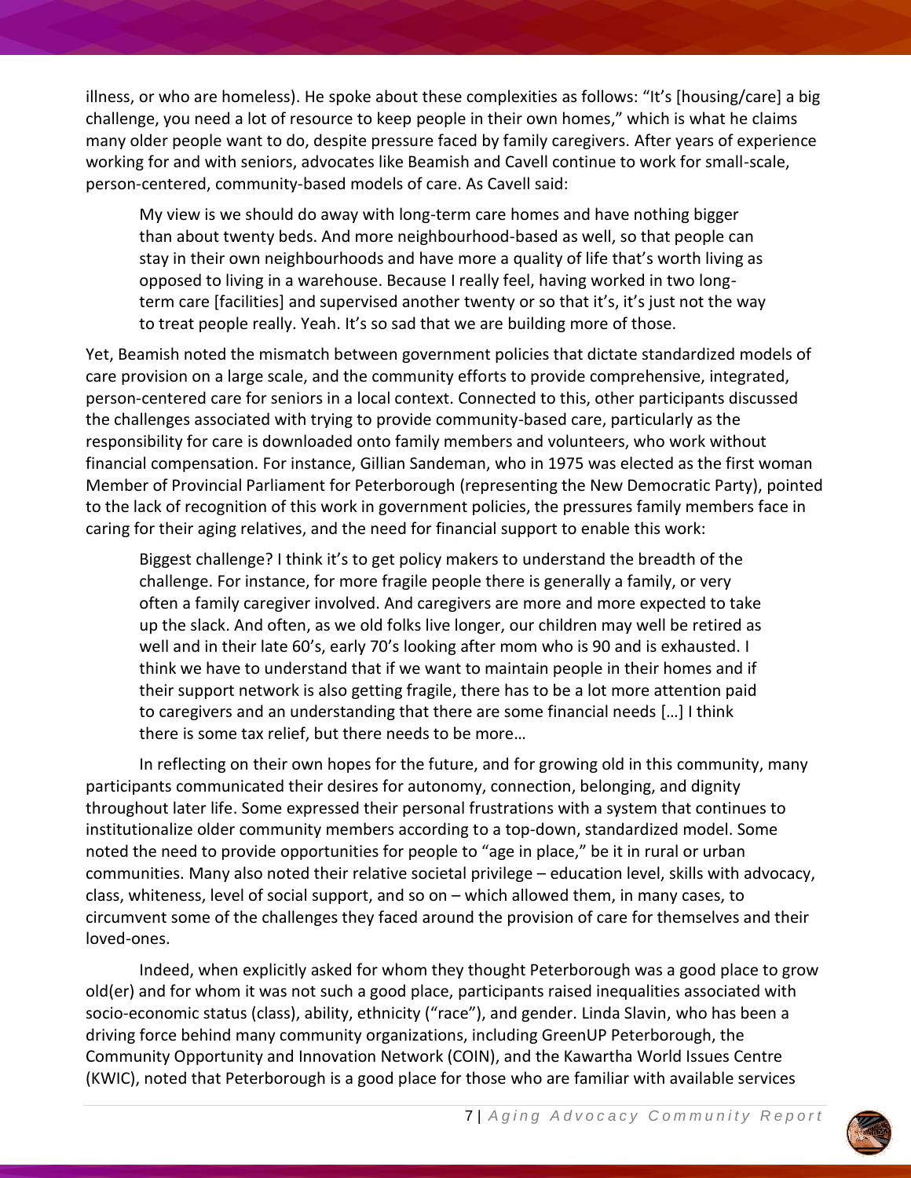illness, or who are homeless). He spoke about these complexities as follows: "It's [housing/care] a big challenge, you need a lot of resource to keep people in their own homes," which is what he claims many older people want to do, despite pressure faced by family caregivers. After years of experience working for and with seniors, advocates like Beamish and Cavell continue to work for small-scale, person-centered, community-based models of care. As Cavell said:

> My view is we should do away with long-term care homes and have nothing bigger than about twenty beds. And more neighbourhood-based as well, so that people can stay in their own neighbourhoods and have more a quality of life that's worth living as opposed to living in a warehouse. Because I really feel, having worked in two long-term care [facilities] and supervised another twenty or so that it's, it's just not the way to treat people really. Yeah. It's so sad that we are building more of those.

Yet, Beamish noted the mismatch between government policies that dictate standardized models of care provision on a large scale, and the community efforts to provide comprehensive, integrated, person-centered care for seniors in a local context. Connected to this, other participants discussed the challenges associated with trying to provide community-based care, particularly as the responsibility for care is downloaded onto family members and volunteers, who work without financial compensation. For instance, Gillian Sandeman, who in 1975 was elected as the first woman Member of Provincial Parliament for Peterborough (representing the New Democratic Party), pointed to the lack of recognition of this work in government policies, the pressures family members face in caring for their aging relatives, and the need for financial support to enable this work:

> Biggest challenge? I think it's to get policy makers to understand the breadth of the challenge. For instance, for more fragile people there is generally a family, or very often a family caregiver involved. And caregivers are more and more expected to take up the slack. And often, as we old folks live longer, our children may well be retired as well and in their late 60's, early 70's looking after mom who is 90 and is exhausted. I think we have to understand that if we want to maintain people in their homes and if their support network is also getting fragile, there has to be a lot more attention paid to caregivers and an understanding that there are some financial needs […] I think there is some tax relief, but there needs to be more…

In reflecting on their own hopes for the future, and for growing old in this community, many participants communicated their desires for autonomy, connection, belonging, and dignity throughout later life. Some expressed their personal frustrations with a system that continues to institutionalize older community members according to a top-down, standardized model. Some noted the need to provide opportunities for people to "age in place," be it in rural or urban communities. Many also noted their relative societal privilege – education level, skills with advocacy, class, whiteness, level of social support, and so on – which allowed them, in many cases, to circumvent some of the challenges they faced around the provision of care for themselves and their loved-ones.

Indeed, when explicitly asked for whom they thought Peterborough was a good place to grow old(er) and for whom it was not such a good place, participants raised inequalities associated with socio-economic status (class), ability, ethnicity ("race"), and gender. Linda Slavin, who has been a driving force behind many community organizations, including GreenUP Peterborough, the Community Opportunity and Innovation Network (COIN), and the Kawartha World Issues Centre (KWIC), noted that Peterborough is a good place for those who are familiar with available services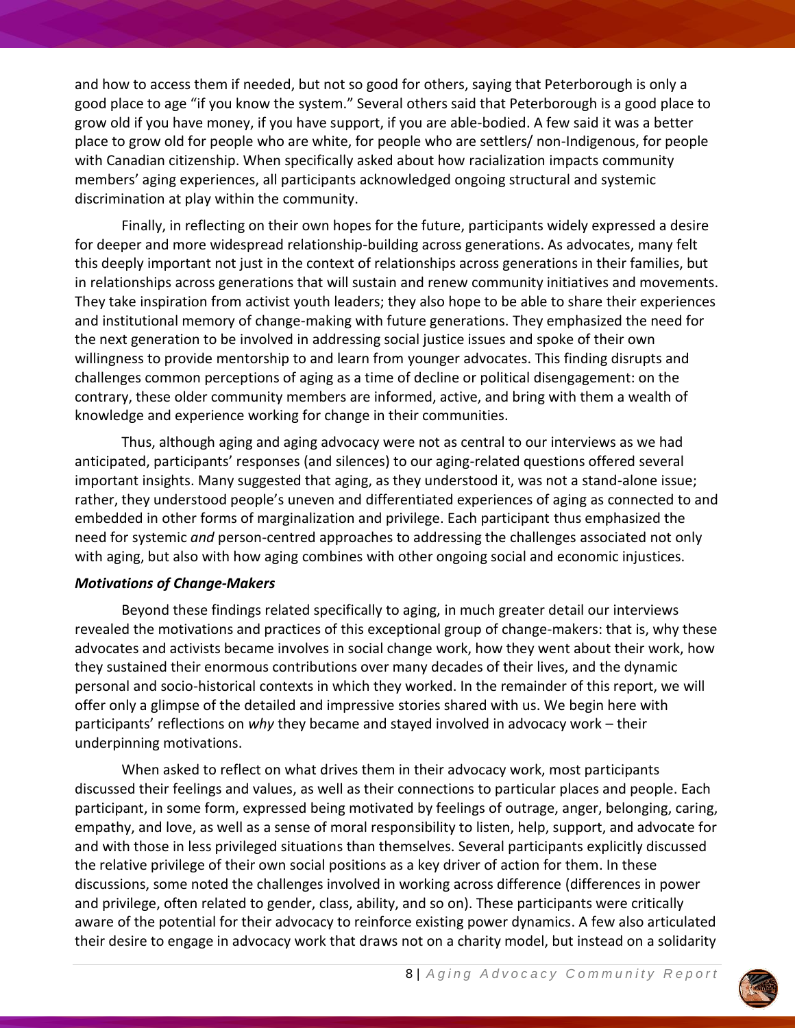and how to access them if needed, but not so good for others, saying that Peterborough is only a good place to age "if you know the system." Several others said that Peterborough is a good place to grow old if you have money, if you have support, if you are able-bodied. A few said it was a better place to grow old for people who are white, for people who are settlers/ non-Indigenous, for people with Canadian citizenship. When specifically asked about how racialization impacts community members' aging experiences, all participants acknowledged ongoing structural and systemic discrimination at play within the community.

Finally, in reflecting on their own hopes for the future, participants widely expressed a desire for deeper and more widespread relationship-building across generations. As advocates, many felt this deeply important not just in the context of relationships across generations in their families, but in relationships across generations that will sustain and renew community initiatives and movements. They take inspiration from activist youth leaders; they also hope to be able to share their experiences and institutional memory of change-making with future generations. They emphasized the need for the next generation to be involved in addressing social justice issues and spoke of their own willingness to provide mentorship to and learn from younger advocates. This finding disrupts and challenges common perceptions of aging as a time of decline or political disengagement: on the contrary, these older community members are informed, active, and bring with them a wealth of knowledge and experience working for change in their communities.

Thus, although aging and aging advocacy were not as central to our interviews as we had anticipated, participants' responses (and silences) to our aging-related questions offered several important insights. Many suggested that aging, as they understood it, was not a stand-alone issue; rather, they understood people's uneven and differentiated experiences of aging as connected to and embedded in other forms of marginalization and privilege. Each participant thus emphasized the need for systemic *and* person-centred approaches to addressing the challenges associated not only with aging, but also with how aging combines with other ongoing social and economic injustices.

### *Motivations of Change-Makers*

Beyond these findings related specifically to aging, in much greater detail our interviews revealed the motivations and practices of this exceptional group of change-makers: that is, why these advocates and activists became involves in social change work, how they went about their work, how they sustained their enormous contributions over many decades of their lives, and the dynamic personal and socio-historical contexts in which they worked. In the remainder of this report, we will offer only a glimpse of the detailed and impressive stories shared with us. We begin here with participants' reflections on *why* they became and stayed involved in advocacy work – their underpinning motivations.

When asked to reflect on what drives them in their advocacy work, most participants discussed their feelings and values, as well as their connections to particular places and people. Each participant, in some form, expressed being motivated by feelings of outrage, anger, belonging, caring, empathy, and love, as well as a sense of moral responsibility to listen, help, support, and advocate for and with those in less privileged situations than themselves. Several participants explicitly discussed the relative privilege of their own social positions as a key driver of action for them. In these discussions, some noted the challenges involved in working across difference (differences in power and privilege, often related to gender, class, ability, and so on). These participants were critically aware of the potential for their advocacy to reinforce existing power dynamics. A few also articulated their desire to engage in advocacy work that draws not on a charity model, but instead on a solidarity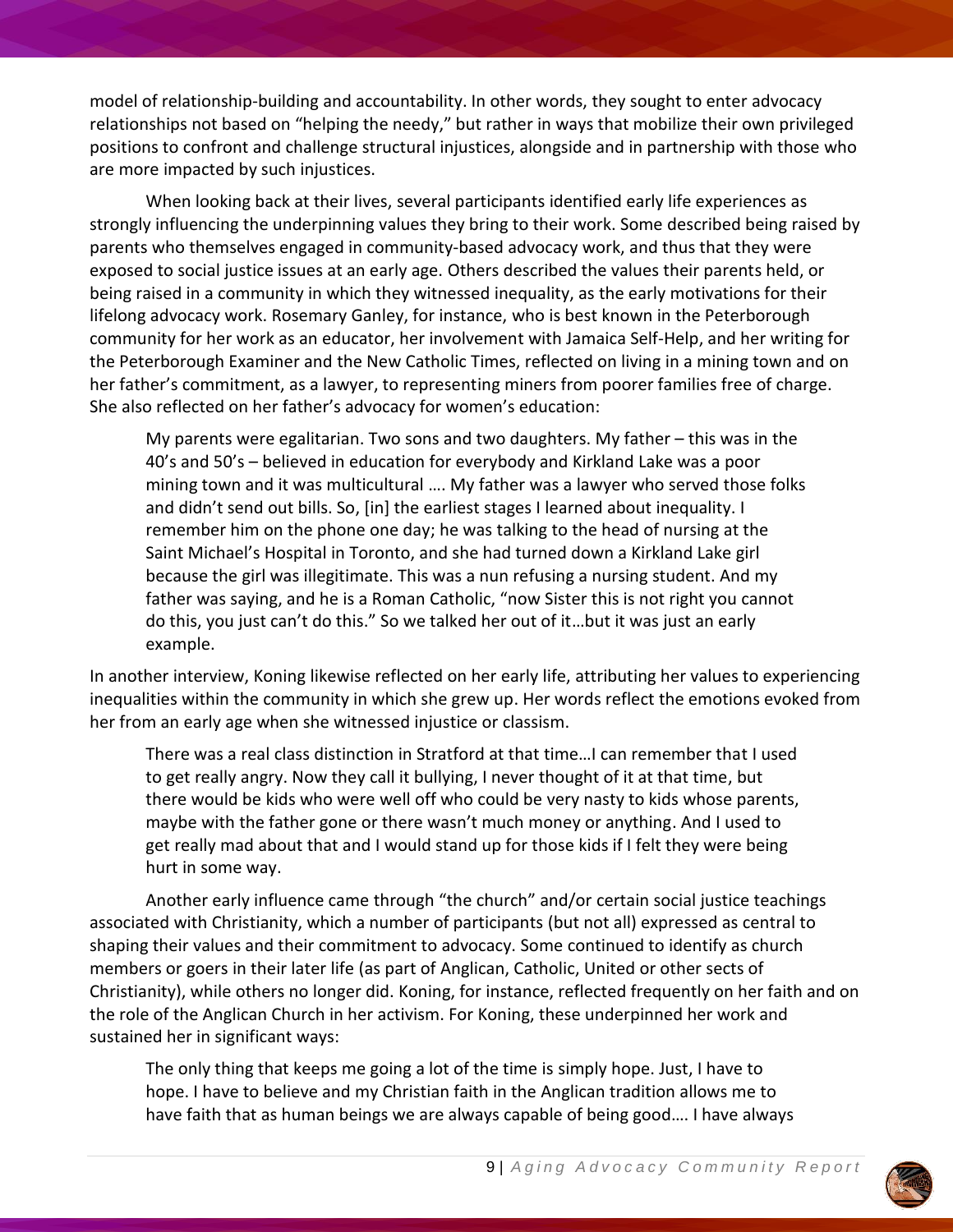model of relationship-building and accountability. In other words, they sought to enter advocacy relationships not based on "helping the needy," but rather in ways that mobilize their own privileged positions to confront and challenge structural injustices, alongside and in partnership with those who are more impacted by such injustices.

When looking back at their lives, several participants identified early life experiences as strongly influencing the underpinning values they bring to their work. Some described being raised by parents who themselves engaged in community-based advocacy work, and thus that they were exposed to social justice issues at an early age. Others described the values their parents held, or being raised in a community in which they witnessed inequality, as the early motivations for their lifelong advocacy work. Rosemary Ganley, for instance, who is best known in the Peterborough community for her work as an educator, her involvement with Jamaica Self-Help, and her writing for the Peterborough Examiner and the New Catholic Times, reflected on living in a mining town and on her father's commitment, as a lawyer, to representing miners from poorer families free of charge. She also reflected on her father's advocacy for women's education:

> My parents were egalitarian. Two sons and two daughters. My father – this was in the 40's and 50's – believed in education for everybody and Kirkland Lake was a poor mining town and it was multicultural …. My father was a lawyer who served those folks and didn't send out bills. So, [in] the earliest stages I learned about inequality. I remember him on the phone one day; he was talking to the head of nursing at the Saint Michael's Hospital in Toronto, and she had turned down a Kirkland Lake girl because the girl was illegitimate. This was a nun refusing a nursing student. And my father was saying, and he is a Roman Catholic, "now Sister this is not right you cannot do this, you just can't do this." So we talked her out of it…but it was just an early example.

In another interview, Koning likewise reflected on her early life, attributing her values to experiencing inequalities within the community in which she grew up. Her words reflect the emotions evoked from her from an early age when she witnessed injustice or classism.

> There was a real class distinction in Stratford at that time…I can remember that I used to get really angry. Now they call it bullying, I never thought of it at that time, but there would be kids who were well off who could be very nasty to kids whose parents, maybe with the father gone or there wasn't much money or anything. And I used to get really mad about that and I would stand up for those kids if I felt they were being hurt in some way.

Another early influence came through "the church" and/or certain social justice teachings associated with Christianity, which a number of participants (but not all) expressed as central to shaping their values and their commitment to advocacy. Some continued to identify as church members or goers in their later life (as part of Anglican, Catholic, United or other sects of Christianity), while others no longer did. Koning, for instance, reflected frequently on her faith and on the role of the Anglican Church in her activism. For Koning, these underpinned her work and sustained her in significant ways:

> The only thing that keeps me going a lot of the time is simply hope. Just, I have to hope. I have to believe and my Christian faith in the Anglican tradition allows me to have faith that as human beings we are always capable of being good…. I have always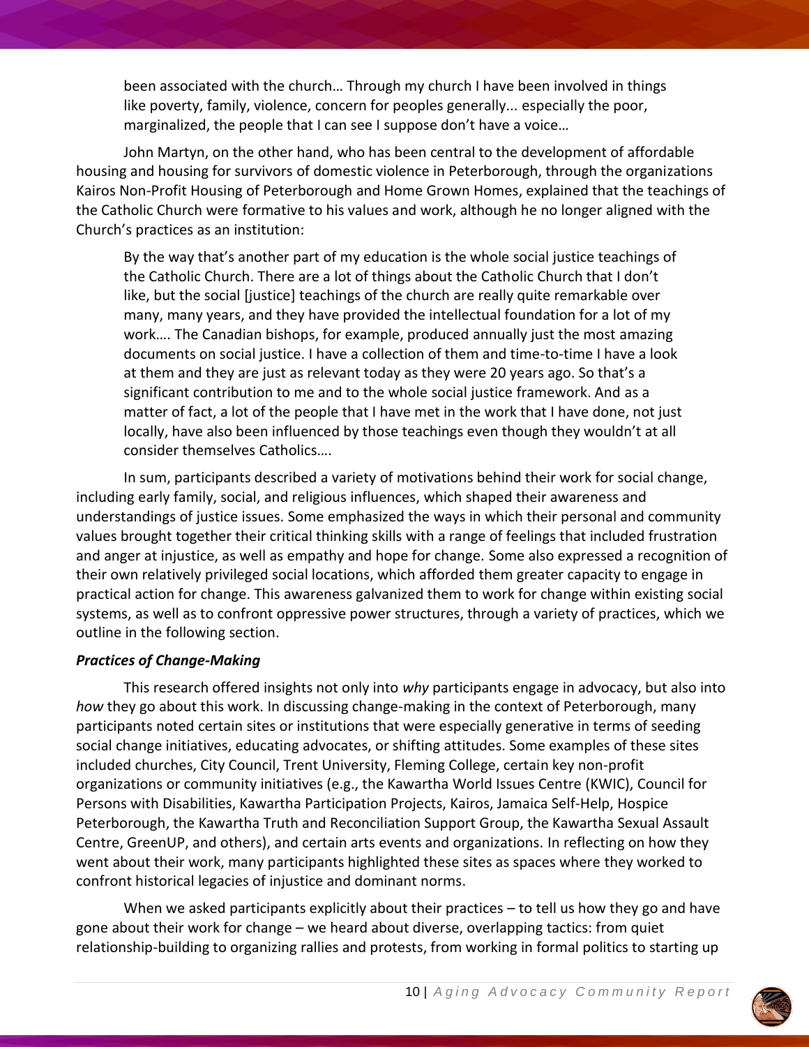> been associated with the church… Through my church I have been involved in things like poverty, family, violence, concern for peoples generally... especially the poor, marginalized, the people that I can see I suppose don't have a voice…

John Martyn, on the other hand, who has been central to the development of affordable housing and housing for survivors of domestic violence in Peterborough, through the organizations Kairos Non-Profit Housing of Peterborough and Home Grown Homes, explained that the teachings of the Catholic Church were formative to his values and work, although he no longer aligned with the Church's practices as an institution:

> By the way that's another part of my education is the whole social justice teachings of the Catholic Church. There are a lot of things about the Catholic Church that I don't like, but the social [justice] teachings of the church are really quite remarkable over many, many years, and they have provided the intellectual foundation for a lot of my work…. The Canadian bishops, for example, produced annually just the most amazing documents on social justice. I have a collection of them and time-to-time I have a look at them and they are just as relevant today as they were 20 years ago. So that's a significant contribution to me and to the whole social justice framework. And as a matter of fact, a lot of the people that I have met in the work that I have done, not just locally, have also been influenced by those teachings even though they wouldn't at all consider themselves Catholics….

In sum, participants described a variety of motivations behind their work for social change, including early family, social, and religious influences, which shaped their awareness and understandings of justice issues. Some emphasized the ways in which their personal and community values brought together their critical thinking skills with a range of feelings that included frustration and anger at injustice, as well as empathy and hope for change. Some also expressed a recognition of their own relatively privileged social locations, which afforded them greater capacity to engage in practical action for change. This awareness galvanized them to work for change within existing social systems, as well as to confront oppressive power structures, through a variety of practices, which we outline in the following section.

### *Practices of Change-Making*

This research offered insights not only into *why* participants engage in advocacy, but also into *how* they go about this work. In discussing change-making in the context of Peterborough, many participants noted certain sites or institutions that were especially generative in terms of seeding social change initiatives, educating advocates, or shifting attitudes. Some examples of these sites included churches, City Council, Trent University, Fleming College, certain key non-profit organizations or community initiatives (e.g., the Kawartha World Issues Centre (KWIC), Council for Persons with Disabilities, Kawartha Participation Projects, Kairos, Jamaica Self-Help, Hospice Peterborough, the Kawartha Truth and Reconciliation Support Group, the Kawartha Sexual Assault Centre, GreenUP, and others), and certain arts events and organizations. In reflecting on how they went about their work, many participants highlighted these sites as spaces where they worked to confront historical legacies of injustice and dominant norms.

When we asked participants explicitly about their practices – to tell us how they go and have gone about their work for change – we heard about diverse, overlapping tactics: from quiet relationship-building to organizing rallies and protests, from working in formal politics to starting up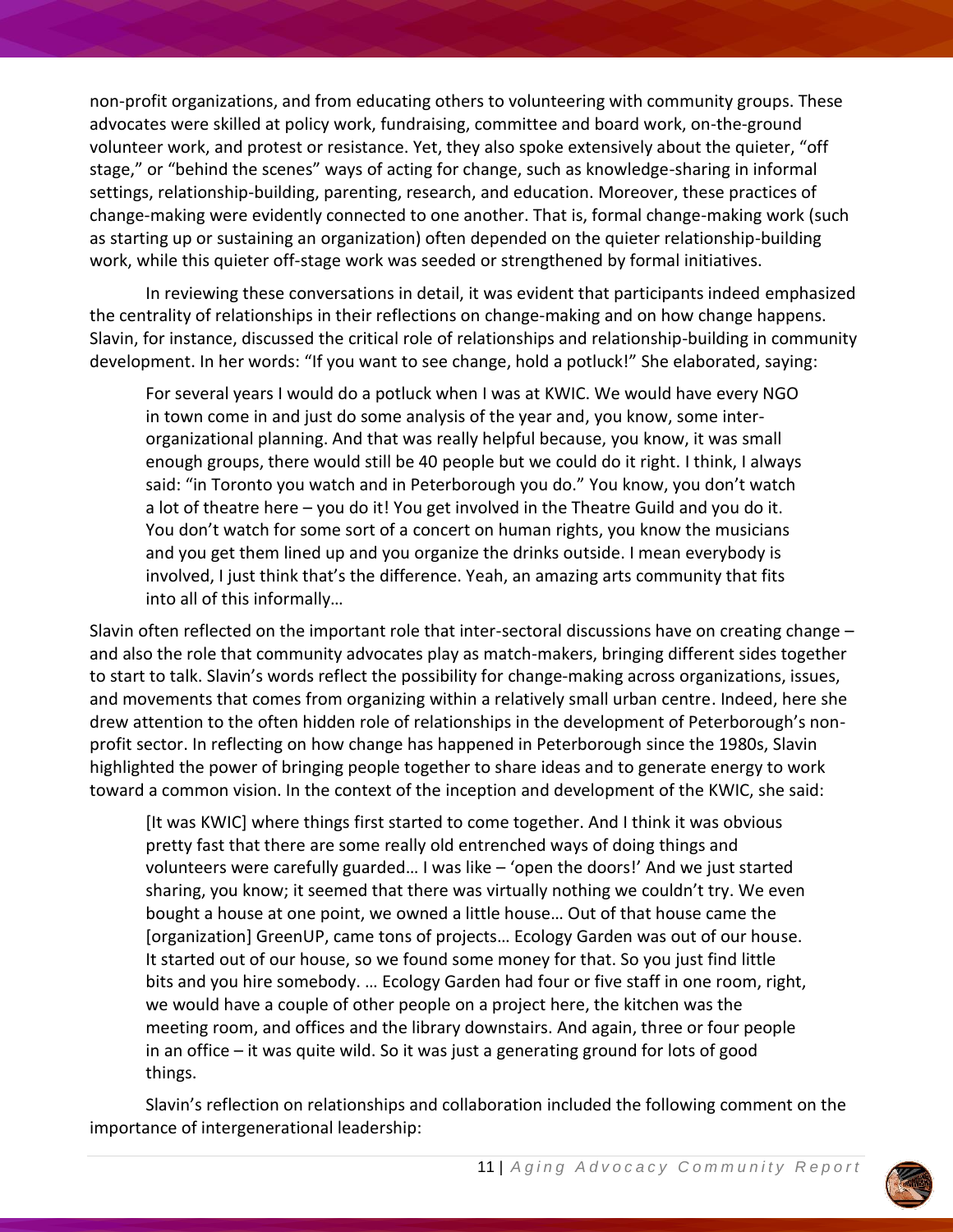non-profit organizations, and from educating others to volunteering with community groups. These advocates were skilled at policy work, fundraising, committee and board work, on-the-ground volunteer work, and protest or resistance. Yet, they also spoke extensively about the quieter, "off stage," or "behind the scenes" ways of acting for change, such as knowledge-sharing in informal settings, relationship-building, parenting, research, and education. Moreover, these practices of change-making were evidently connected to one another. That is, formal change-making work (such as starting up or sustaining an organization) often depended on the quieter relationship-building work, while this quieter off-stage work was seeded or strengthened by formal initiatives.

In reviewing these conversations in detail, it was evident that participants indeed emphasized the centrality of relationships in their reflections on change-making and on how change happens. Slavin, for instance, discussed the critical role of relationships and relationship-building in community development. In her words: "If you want to see change, hold a potluck!" She elaborated, saying:

> For several years I would do a potluck when I was at KWIC. We would have every NGO in town come in and just do some analysis of the year and, you know, some inter-organizational planning. And that was really helpful because, you know, it was small enough groups, there would still be 40 people but we could do it right. I think, I always said: "in Toronto you watch and in Peterborough you do." You know, you don't watch a lot of theatre here – you do it! You get involved in the Theatre Guild and you do it. You don't watch for some sort of a concert on human rights, you know the musicians and you get them lined up and you organize the drinks outside. I mean everybody is involved, I just think that's the difference. Yeah, an amazing arts community that fits into all of this informally…

Slavin often reflected on the important role that inter-sectoral discussions have on creating change – and also the role that community advocates play as match-makers, bringing different sides together to start to talk. Slavin's words reflect the possibility for change-making across organizations, issues, and movements that comes from organizing within a relatively small urban centre. Indeed, here she drew attention to the often hidden role of relationships in the development of Peterborough's non-profit sector. In reflecting on how change has happened in Peterborough since the 1980s, Slavin highlighted the power of bringing people together to share ideas and to generate energy to work toward a common vision. In the context of the inception and development of the KWIC, she said:

> [It was KWIC] where things first started to come together. And I think it was obvious pretty fast that there are some really old entrenched ways of doing things and volunteers were carefully guarded… I was like – 'open the doors!' And we just started sharing, you know; it seemed that there was virtually nothing we couldn't try. We even bought a house at one point, we owned a little house… Out of that house came the [organization] GreenUP, came tons of projects… Ecology Garden was out of our house. It started out of our house, so we found some money for that. So you just find little bits and you hire somebody. … Ecology Garden had four or five staff in one room, right, we would have a couple of other people on a project here, the kitchen was the meeting room, and offices and the library downstairs. And again, three or four people in an office – it was quite wild. So it was just a generating ground for lots of good things.

Slavin's reflection on relationships and collaboration included the following comment on the importance of intergenerational leadership: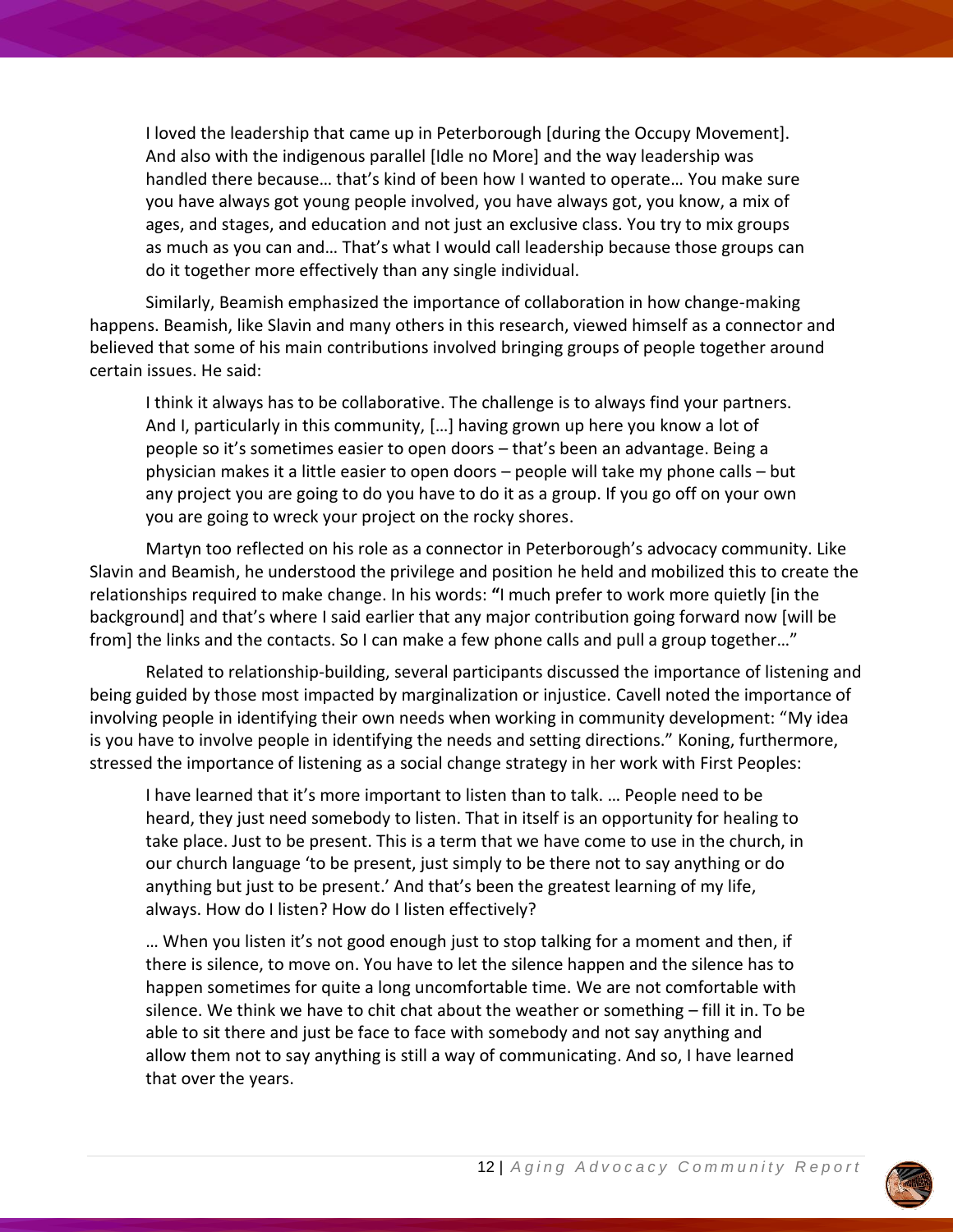> I loved the leadership that came up in Peterborough [during the Occupy Movement]. And also with the indigenous parallel [Idle no More] and the way leadership was handled there because… that's kind of been how I wanted to operate… You make sure you have always got young people involved, you have always got, you know, a mix of ages, and stages, and education and not just an exclusive class. You try to mix groups as much as you can and… That's what I would call leadership because those groups can do it together more effectively than any single individual.

Similarly, Beamish emphasized the importance of collaboration in how change-making happens. Beamish, like Slavin and many others in this research, viewed himself as a connector and believed that some of his main contributions involved bringing groups of people together around certain issues. He said:

> I think it always has to be collaborative. The challenge is to always find your partners. And I, particularly in this community, […] having grown up here you know a lot of people so it's sometimes easier to open doors – that's been an advantage. Being a physician makes it a little easier to open doors – people will take my phone calls – but any project you are going to do you have to do it as a group. If you go off on your own you are going to wreck your project on the rocky shores.

Martyn too reflected on his role as a connector in Peterborough's advocacy community. Like Slavin and Beamish, he understood the privilege and position he held and mobilized this to create the relationships required to make change. In his words: "I much prefer to work more quietly [in the background] and that's where I said earlier that any major contribution going forward now [will be from] the links and the contacts. So I can make a few phone calls and pull a group together…"

Related to relationship-building, several participants discussed the importance of listening and being guided by those most impacted by marginalization or injustice. Cavell noted the importance of involving people in identifying their own needs when working in community development: "My idea is you have to involve people in identifying the needs and setting directions." Koning, furthermore, stressed the importance of listening as a social change strategy in her work with First Peoples:

> I have learned that it's more important to listen than to talk. … People need to be heard, they just need somebody to listen. That in itself is an opportunity for healing to take place. Just to be present. This is a term that we have come to use in the church, in our church language 'to be present, just simply to be there not to say anything or do anything but just to be present.' And that's been the greatest learning of my life, always. How do I listen? How do I listen effectively?
>
> … When you listen it's not good enough just to stop talking for a moment and then, if there is silence, to move on. You have to let the silence happen and the silence has to happen sometimes for quite a long uncomfortable time. We are not comfortable with silence. We think we have to chit chat about the weather or something – fill it in. To be able to sit there and just be face to face with somebody and not say anything and allow them not to say anything is still a way of communicating. And so, I have learned that over the years.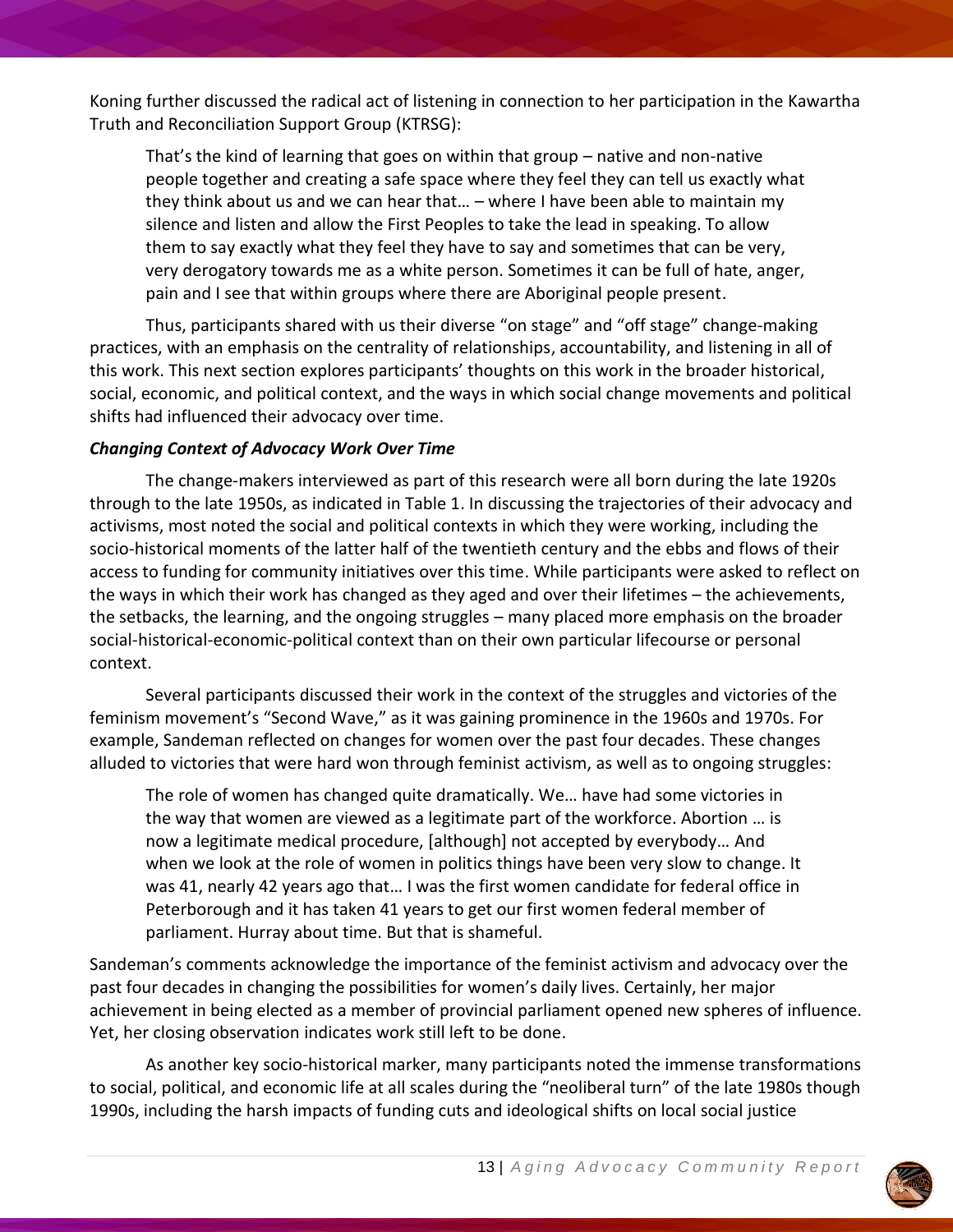Koning further discussed the radical act of listening in connection to her participation in the Kawartha Truth and Reconciliation Support Group (KTRSG):

> That's the kind of learning that goes on within that group – native and non-native people together and creating a safe space where they feel they can tell us exactly what they think about us and we can hear that… – where I have been able to maintain my silence and listen and allow the First Peoples to take the lead in speaking. To allow them to say exactly what they feel they have to say and sometimes that can be very, very derogatory towards me as a white person. Sometimes it can be full of hate, anger, pain and I see that within groups where there are Aboriginal people present.

Thus, participants shared with us their diverse "on stage" and "off stage" change-making practices, with an emphasis on the centrality of relationships, accountability, and listening in all of this work. This next section explores participants' thoughts on this work in the broader historical, social, economic, and political context, and the ways in which social change movements and political shifts had influenced their advocacy over time.

***Changing Context of Advocacy Work Over Time***

The change-makers interviewed as part of this research were all born during the late 1920s through to the late 1950s, as indicated in Table 1. In discussing the trajectories of their advocacy and activisms, most noted the social and political contexts in which they were working, including the socio-historical moments of the latter half of the twentieth century and the ebbs and flows of their access to funding for community initiatives over this time. While participants were asked to reflect on the ways in which their work has changed as they aged and over their lifetimes – the achievements, the setbacks, the learning, and the ongoing struggles – many placed more emphasis on the broader social-historical-economic-political context than on their own particular lifecourse or personal context.

Several participants discussed their work in the context of the struggles and victories of the feminism movement's "Second Wave," as it was gaining prominence in the 1960s and 1970s. For example, Sandeman reflected on changes for women over the past four decades. These changes alluded to victories that were hard won through feminist activism, as well as to ongoing struggles:

> The role of women has changed quite dramatically. We… have had some victories in the way that women are viewed as a legitimate part of the workforce. Abortion … is now a legitimate medical procedure, [although] not accepted by everybody… And when we look at the role of women in politics things have been very slow to change. It was 41, nearly 42 years ago that… I was the first women candidate for federal office in Peterborough and it has taken 41 years to get our first women federal member of parliament. Hurray about time. But that is shameful.

Sandeman's comments acknowledge the importance of the feminist activism and advocacy over the past four decades in changing the possibilities for women's daily lives. Certainly, her major achievement in being elected as a member of provincial parliament opened new spheres of influence. Yet, her closing observation indicates work still left to be done.

As another key socio-historical marker, many participants noted the immense transformations to social, political, and economic life at all scales during the "neoliberal turn" of the late 1980s though 1990s, including the harsh impacts of funding cuts and ideological shifts on local social justice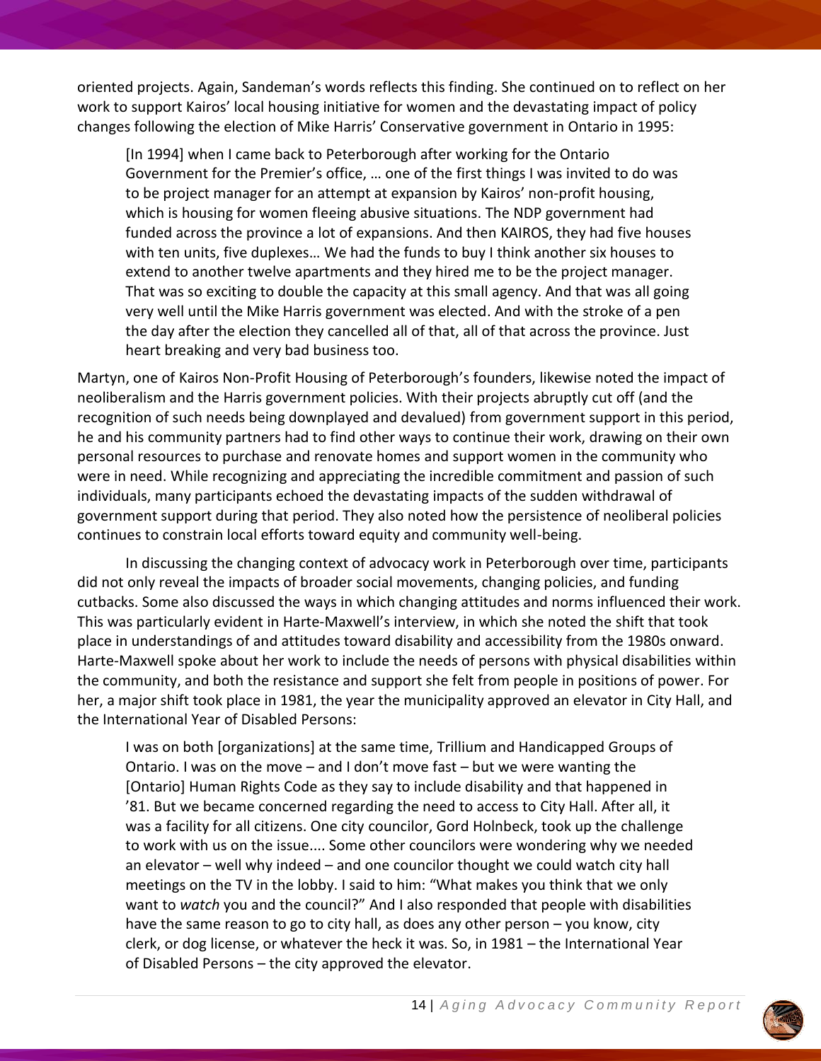oriented projects. Again, Sandeman's words reflects this finding. She continued on to reflect on her work to support Kairos' local housing initiative for women and the devastating impact of policy changes following the election of Mike Harris' Conservative government in Ontario in 1995:

> [In 1994] when I came back to Peterborough after working for the Ontario Government for the Premier's office, … one of the first things I was invited to do was to be project manager for an attempt at expansion by Kairos' non-profit housing, which is housing for women fleeing abusive situations. The NDP government had funded across the province a lot of expansions. And then KAIROS, they had five houses with ten units, five duplexes… We had the funds to buy I think another six houses to extend to another twelve apartments and they hired me to be the project manager. That was so exciting to double the capacity at this small agency. And that was all going very well until the Mike Harris government was elected. And with the stroke of a pen the day after the election they cancelled all of that, all of that across the province. Just heart breaking and very bad business too.

Martyn, one of Kairos Non-Profit Housing of Peterborough's founders, likewise noted the impact of neoliberalism and the Harris government policies. With their projects abruptly cut off (and the recognition of such needs being downplayed and devalued) from government support in this period, he and his community partners had to find other ways to continue their work, drawing on their own personal resources to purchase and renovate homes and support women in the community who were in need. While recognizing and appreciating the incredible commitment and passion of such individuals, many participants echoed the devastating impacts of the sudden withdrawal of government support during that period. They also noted how the persistence of neoliberal policies continues to constrain local efforts toward equity and community well-being.

In discussing the changing context of advocacy work in Peterborough over time, participants did not only reveal the impacts of broader social movements, changing policies, and funding cutbacks. Some also discussed the ways in which changing attitudes and norms influenced their work. This was particularly evident in Harte-Maxwell's interview, in which she noted the shift that took place in understandings of and attitudes toward disability and accessibility from the 1980s onward. Harte-Maxwell spoke about her work to include the needs of persons with physical disabilities within the community, and both the resistance and support she felt from people in positions of power. For her, a major shift took place in 1981, the year the municipality approved an elevator in City Hall, and the International Year of Disabled Persons:

> I was on both [organizations] at the same time, Trillium and Handicapped Groups of Ontario. I was on the move – and I don't move fast – but we were wanting the [Ontario] Human Rights Code as they say to include disability and that happened in '81. But we became concerned regarding the need to access to City Hall. After all, it was a facility for all citizens. One city councilor, Gord Holnbeck, took up the challenge to work with us on the issue.... Some other councilors were wondering why we needed an elevator – well why indeed – and one councilor thought we could watch city hall meetings on the TV in the lobby. I said to him: "What makes you think that we only want to *watch* you and the council?" And I also responded that people with disabilities have the same reason to go to city hall, as does any other person – you know, city clerk, or dog license, or whatever the heck it was. So, in 1981 – the International Year of Disabled Persons – the city approved the elevator.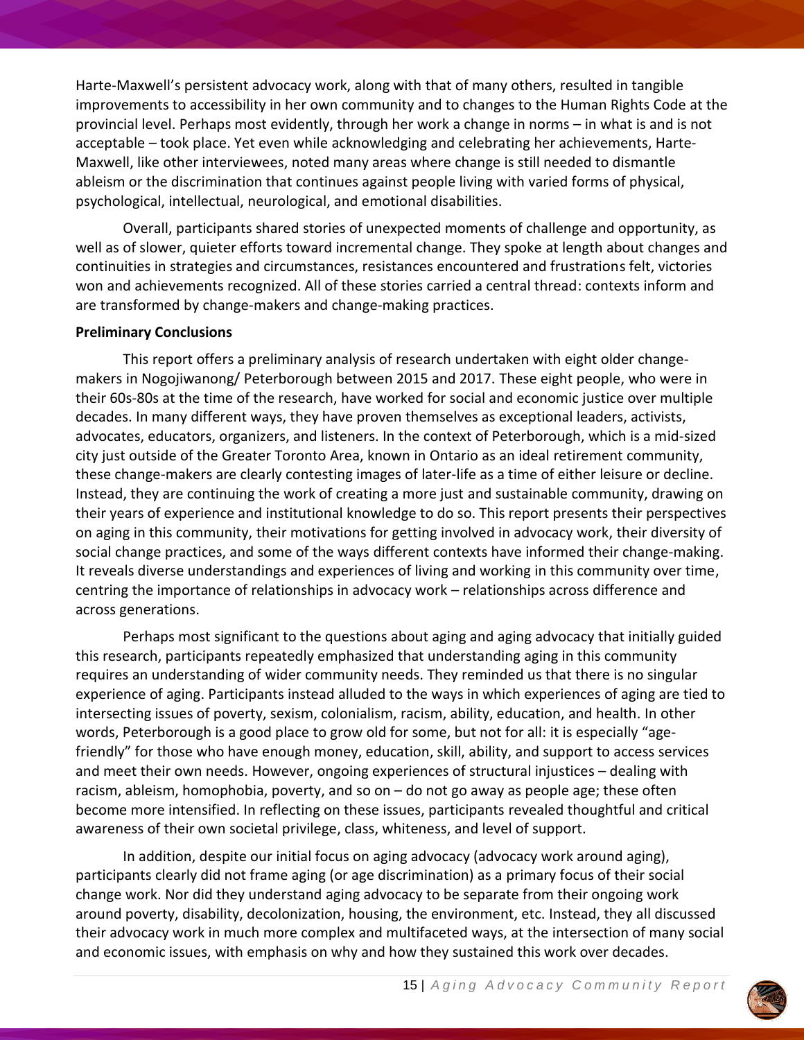Harte-Maxwell's persistent advocacy work, along with that of many others, resulted in tangible improvements to accessibility in her own community and to changes to the Human Rights Code at the provincial level. Perhaps most evidently, through her work a change in norms – in what is and is not acceptable – took place. Yet even while acknowledging and celebrating her achievements, Harte-Maxwell, like other interviewees, noted many areas where change is still needed to dismantle ableism or the discrimination that continues against people living with varied forms of physical, psychological, intellectual, neurological, and emotional disabilities.

Overall, participants shared stories of unexpected moments of challenge and opportunity, as well as of slower, quieter efforts toward incremental change. They spoke at length about changes and continuities in strategies and circumstances, resistances encountered and frustrations felt, victories won and achievements recognized. All of these stories carried a central thread: contexts inform and are transformed by change-makers and change-making practices.

**Preliminary Conclusions**

This report offers a preliminary analysis of research undertaken with eight older change-makers in Nogojiwanong/ Peterborough between 2015 and 2017. These eight people, who were in their 60s-80s at the time of the research, have worked for social and economic justice over multiple decades. In many different ways, they have proven themselves as exceptional leaders, activists, advocates, educators, organizers, and listeners. In the context of Peterborough, which is a mid-sized city just outside of the Greater Toronto Area, known in Ontario as an ideal retirement community, these change-makers are clearly contesting images of later-life as a time of either leisure or decline. Instead, they are continuing the work of creating a more just and sustainable community, drawing on their years of experience and institutional knowledge to do so. This report presents their perspectives on aging in this community, their motivations for getting involved in advocacy work, their diversity of social change practices, and some of the ways different contexts have informed their change-making. It reveals diverse understandings and experiences of living and working in this community over time, centring the importance of relationships in advocacy work – relationships across difference and across generations.

Perhaps most significant to the questions about aging and aging advocacy that initially guided this research, participants repeatedly emphasized that understanding aging in this community requires an understanding of wider community needs. They reminded us that there is no singular experience of aging. Participants instead alluded to the ways in which experiences of aging are tied to intersecting issues of poverty, sexism, colonialism, racism, ability, education, and health. In other words, Peterborough is a good place to grow old for some, but not for all: it is especially "age-friendly" for those who have enough money, education, skill, ability, and support to access services and meet their own needs. However, ongoing experiences of structural injustices – dealing with racism, ableism, homophobia, poverty, and so on – do not go away as people age; these often become more intensified. In reflecting on these issues, participants revealed thoughtful and critical awareness of their own societal privilege, class, whiteness, and level of support.

In addition, despite our initial focus on aging advocacy (advocacy work around aging), participants clearly did not frame aging (or age discrimination) as a primary focus of their social change work. Nor did they understand aging advocacy to be separate from their ongoing work around poverty, disability, decolonization, housing, the environment, etc. Instead, they all discussed their advocacy work in much more complex and multifaceted ways, at the intersection of many social and economic issues, with emphasis on why and how they sustained this work over decades.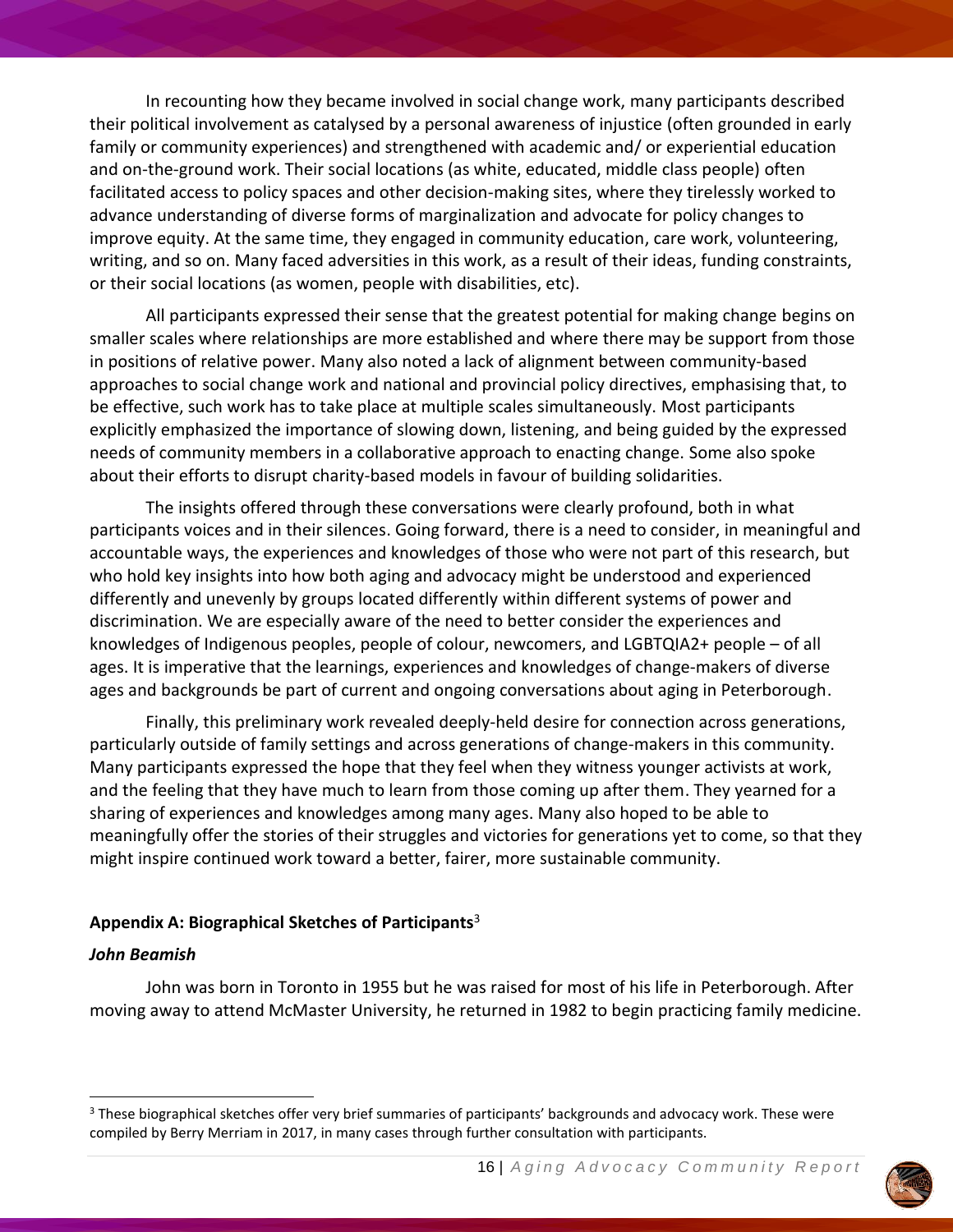In recounting how they became involved in social change work, many participants described their political involvement as catalysed by a personal awareness of injustice (often grounded in early family or community experiences) and strengthened with academic and/ or experiential education and on-the-ground work. Their social locations (as white, educated, middle class people) often facilitated access to policy spaces and other decision-making sites, where they tirelessly worked to advance understanding of diverse forms of marginalization and advocate for policy changes to improve equity. At the same time, they engaged in community education, care work, volunteering, writing, and so on. Many faced adversities in this work, as a result of their ideas, funding constraints, or their social locations (as women, people with disabilities, etc).

All participants expressed their sense that the greatest potential for making change begins on smaller scales where relationships are more established and where there may be support from those in positions of relative power. Many also noted a lack of alignment between community-based approaches to social change work and national and provincial policy directives, emphasising that, to be effective, such work has to take place at multiple scales simultaneously. Most participants explicitly emphasized the importance of slowing down, listening, and being guided by the expressed needs of community members in a collaborative approach to enacting change. Some also spoke about their efforts to disrupt charity-based models in favour of building solidarities.

The insights offered through these conversations were clearly profound, both in what participants voices and in their silences. Going forward, there is a need to consider, in meaningful and accountable ways, the experiences and knowledges of those who were not part of this research, but who hold key insights into how both aging and advocacy might be understood and experienced differently and unevenly by groups located differently within different systems of power and discrimination. We are especially aware of the need to better consider the experiences and knowledges of Indigenous peoples, people of colour, newcomers, and LGBTQIA2+ people – of all ages. It is imperative that the learnings, experiences and knowledges of change-makers of diverse ages and backgrounds be part of current and ongoing conversations about aging in Peterborough.

Finally, this preliminary work revealed deeply-held desire for connection across generations, particularly outside of family settings and across generations of change-makers in this community. Many participants expressed the hope that they feel when they witness younger activists at work, and the feeling that they have much to learn from those coming up after them. They yearned for a sharing of experiences and knowledges among many ages. Many also hoped to be able to meaningfully offer the stories of their struggles and victories for generations yet to come, so that they might inspire continued work toward a better, fairer, more sustainable community.

## Appendix A: Biographical Sketches of Participants[3]

### *John Beamish*

John was born in Toronto in 1955 but he was raised for most of his life in Peterborough. After moving away to attend McMaster University, he returned in 1982 to begin practicing family medicine.

[3] These biographical sketches offer very brief summaries of participants' backgrounds and advocacy work. These were compiled by Berry Merriam in 2017, in many cases through further consultation with participants.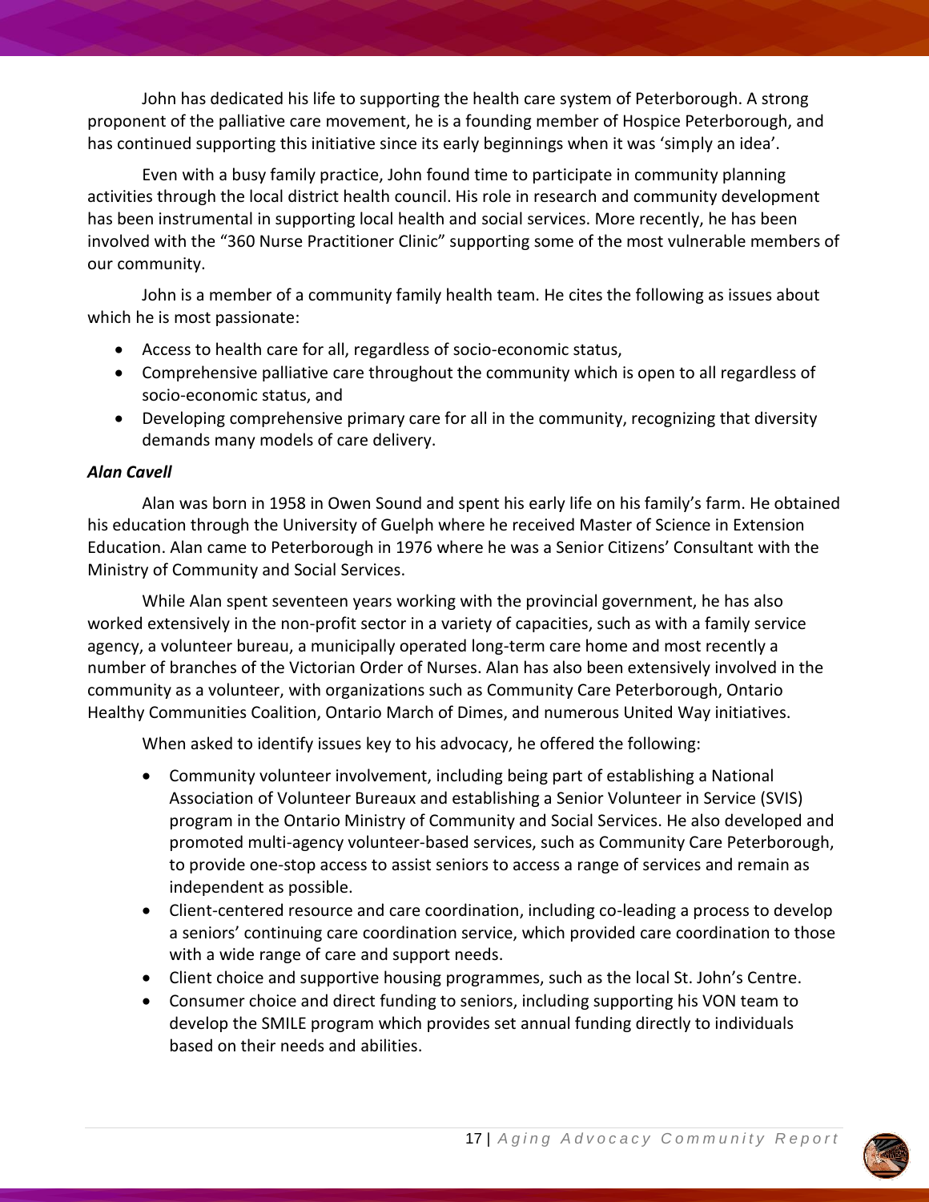John has dedicated his life to supporting the health care system of Peterborough. A strong proponent of the palliative care movement, he is a founding member of Hospice Peterborough, and has continued supporting this initiative since its early beginnings when it was 'simply an idea'.

Even with a busy family practice, John found time to participate in community planning activities through the local district health council. His role in research and community development has been instrumental in supporting local health and social services. More recently, he has been involved with the "360 Nurse Practitioner Clinic" supporting some of the most vulnerable members of our community.

John is a member of a community family health team. He cites the following as issues about which he is most passionate:

- Access to health care for all, regardless of socio-economic status,
- Comprehensive palliative care throughout the community which is open to all regardless of socio-economic status, and
- Developing comprehensive primary care for all in the community, recognizing that diversity demands many models of care delivery.

***Alan Cavell***

Alan was born in 1958 in Owen Sound and spent his early life on his family's farm. He obtained his education through the University of Guelph where he received Master of Science in Extension Education. Alan came to Peterborough in 1976 where he was a Senior Citizens' Consultant with the Ministry of Community and Social Services.

While Alan spent seventeen years working with the provincial government, he has also worked extensively in the non-profit sector in a variety of capacities, such as with a family service agency, a volunteer bureau, a municipally operated long-term care home and most recently a number of branches of the Victorian Order of Nurses. Alan has also been extensively involved in the community as a volunteer, with organizations such as Community Care Peterborough, Ontario Healthy Communities Coalition, Ontario March of Dimes, and numerous United Way initiatives.

When asked to identify issues key to his advocacy, he offered the following:

- Community volunteer involvement, including being part of establishing a National Association of Volunteer Bureaux and establishing a Senior Volunteer in Service (SVIS) program in the Ontario Ministry of Community and Social Services. He also developed and promoted multi-agency volunteer-based services, such as Community Care Peterborough, to provide one-stop access to assist seniors to access a range of services and remain as independent as possible.
- Client-centered resource and care coordination, including co-leading a process to develop a seniors' continuing care coordination service, which provided care coordination to those with a wide range of care and support needs.
- Client choice and supportive housing programmes, such as the local St. John's Centre.
- Consumer choice and direct funding to seniors, including supporting his VON team to develop the SMILE program which provides set annual funding directly to individuals based on their needs and abilities.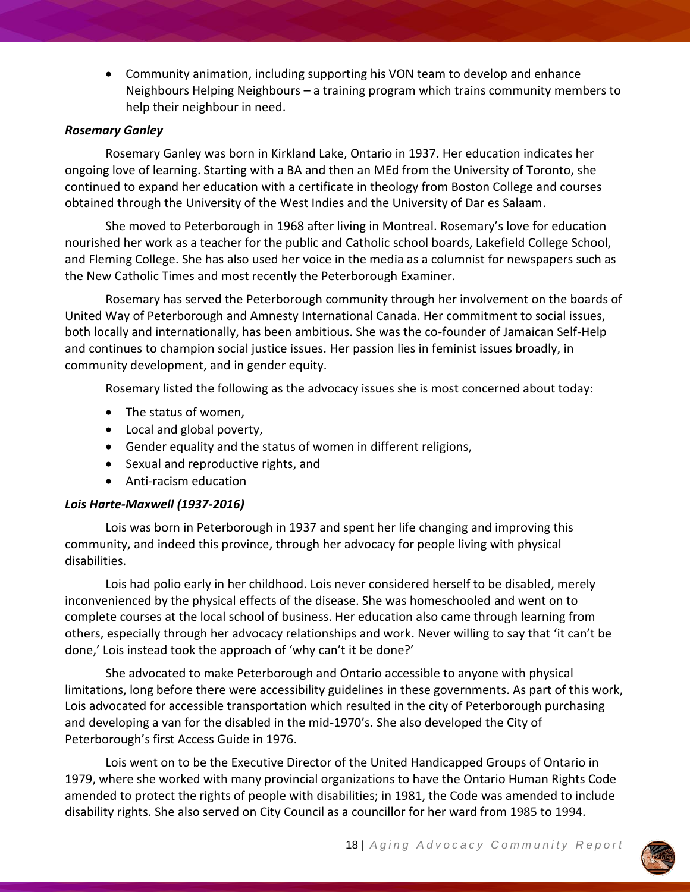- Community animation, including supporting his VON team to develop and enhance Neighbours Helping Neighbours – a training program which trains community members to help their neighbour in need.

***Rosemary Ganley***

Rosemary Ganley was born in Kirkland Lake, Ontario in 1937. Her education indicates her ongoing love of learning. Starting with a BA and then an MEd from the University of Toronto, she continued to expand her education with a certificate in theology from Boston College and courses obtained through the University of the West Indies and the University of Dar es Salaam.

She moved to Peterborough in 1968 after living in Montreal. Rosemary's love for education nourished her work as a teacher for the public and Catholic school boards, Lakefield College School, and Fleming College. She has also used her voice in the media as a columnist for newspapers such as the New Catholic Times and most recently the Peterborough Examiner.

Rosemary has served the Peterborough community through her involvement on the boards of United Way of Peterborough and Amnesty International Canada. Her commitment to social issues, both locally and internationally, has been ambitious. She was the co-founder of Jamaican Self-Help and continues to champion social justice issues. Her passion lies in feminist issues broadly, in community development, and in gender equity.

Rosemary listed the following as the advocacy issues she is most concerned about today:

- The status of women,
- Local and global poverty,
- Gender equality and the status of women in different religions,
- Sexual and reproductive rights, and
- Anti-racism education

***Lois Harte-Maxwell (1937-2016)***

Lois was born in Peterborough in 1937 and spent her life changing and improving this community, and indeed this province, through her advocacy for people living with physical disabilities.

Lois had polio early in her childhood. Lois never considered herself to be disabled, merely inconvenienced by the physical effects of the disease. She was homeschooled and went on to complete courses at the local school of business. Her education also came through learning from others, especially through her advocacy relationships and work. Never willing to say that 'it can't be done,' Lois instead took the approach of 'why can't it be done?'

She advocated to make Peterborough and Ontario accessible to anyone with physical limitations, long before there were accessibility guidelines in these governments. As part of this work, Lois advocated for accessible transportation which resulted in the city of Peterborough purchasing and developing a van for the disabled in the mid-1970's. She also developed the City of Peterborough's first Access Guide in 1976.

Lois went on to be the Executive Director of the United Handicapped Groups of Ontario in 1979, where she worked with many provincial organizations to have the Ontario Human Rights Code amended to protect the rights of people with disabilities; in 1981, the Code was amended to include disability rights. She also served on City Council as a councillor for her ward from 1985 to 1994.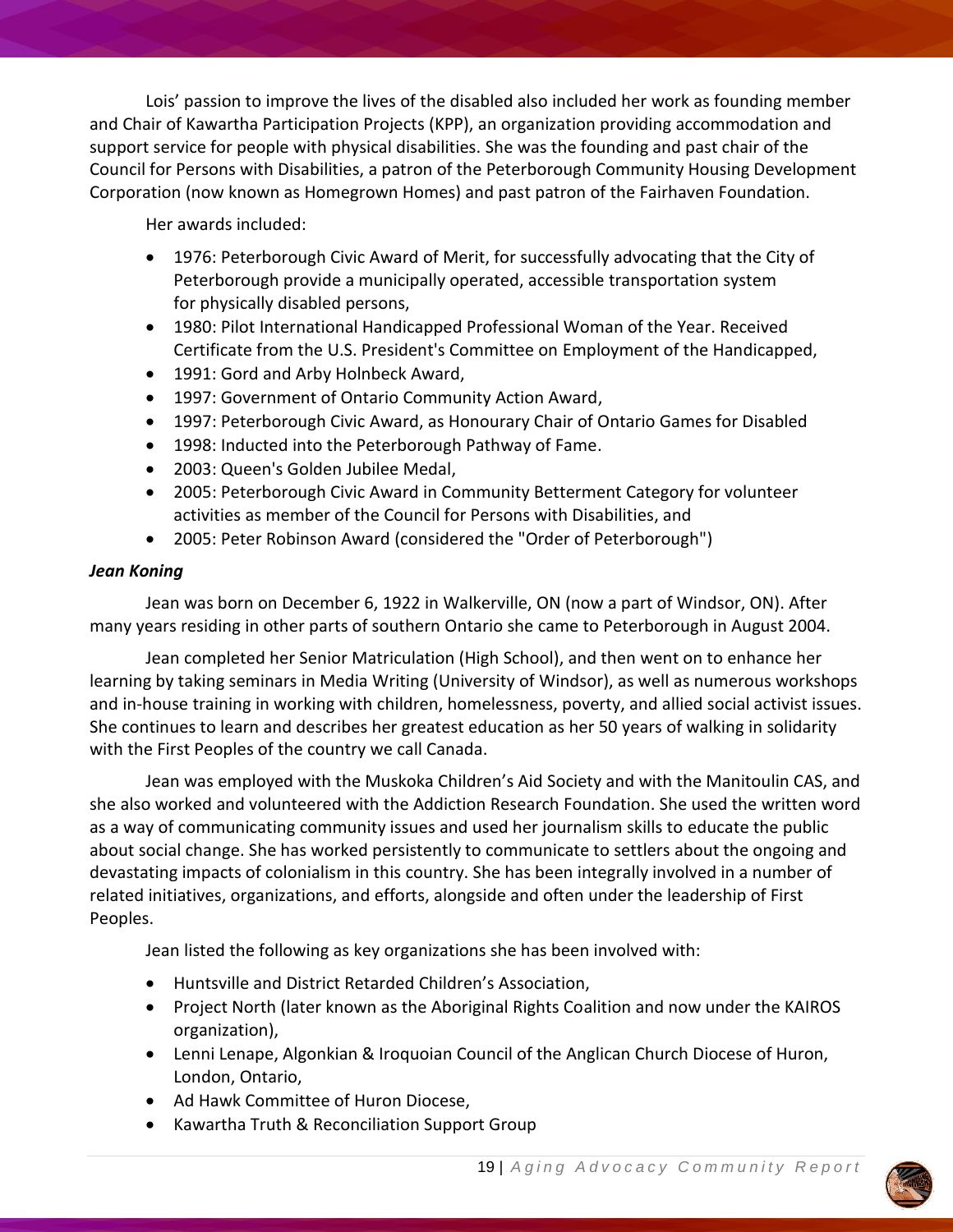Lois' passion to improve the lives of the disabled also included her work as founding member and Chair of Kawartha Participation Projects (KPP), an organization providing accommodation and support service for people with physical disabilities. She was the founding and past chair of the Council for Persons with Disabilities, a patron of the Peterborough Community Housing Development Corporation (now known as Homegrown Homes) and past patron of the Fairhaven Foundation.

Her awards included:

- 1976: Peterborough Civic Award of Merit, for successfully advocating that the City of Peterborough provide a municipally operated, accessible transportation system for physically disabled persons,
- 1980: Pilot International Handicapped Professional Woman of the Year. Received Certificate from the U.S. President's Committee on Employment of the Handicapped,
- 1991: Gord and Arby Holnbeck Award,
- 1997: Government of Ontario Community Action Award,
- 1997: Peterborough Civic Award, as Honourary Chair of Ontario Games for Disabled
- 1998: Inducted into the Peterborough Pathway of Fame.
- 2003: Queen's Golden Jubilee Medal,
- 2005: Peterborough Civic Award in Community Betterment Category for volunteer activities as member of the Council for Persons with Disabilities, and
- 2005: Peter Robinson Award (considered the "Order of Peterborough")

***Jean Koning***

Jean was born on December 6, 1922 in Walkerville, ON (now a part of Windsor, ON). After many years residing in other parts of southern Ontario she came to Peterborough in August 2004.

Jean completed her Senior Matriculation (High School), and then went on to enhance her learning by taking seminars in Media Writing (University of Windsor), as well as numerous workshops and in-house training in working with children, homelessness, poverty, and allied social activist issues. She continues to learn and describes her greatest education as her 50 years of walking in solidarity with the First Peoples of the country we call Canada.

Jean was employed with the Muskoka Children's Aid Society and with the Manitoulin CAS, and she also worked and volunteered with the Addiction Research Foundation. She used the written word as a way of communicating community issues and used her journalism skills to educate the public about social change. She has worked persistently to communicate to settlers about the ongoing and devastating impacts of colonialism in this country. She has been integrally involved in a number of related initiatives, organizations, and efforts, alongside and often under the leadership of First Peoples.

Jean listed the following as key organizations she has been involved with:

- Huntsville and District Retarded Children's Association,
- Project North (later known as the Aboriginal Rights Coalition and now under the KAIROS organization),
- Lenni Lenape, Algonkian & Iroquoian Council of the Anglican Church Diocese of Huron, London, Ontario,
- Ad Hawk Committee of Huron Diocese,
- Kawartha Truth & Reconciliation Support Group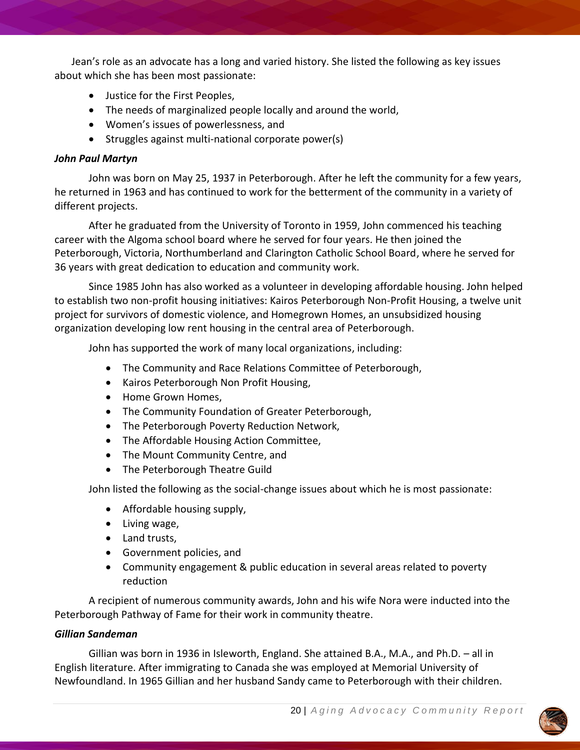Jean's role as an advocate has a long and varied history. She listed the following as key issues about which she has been most passionate:

- Justice for the First Peoples,
- The needs of marginalized people locally and around the world,
- Women's issues of powerlessness, and
- Struggles against multi-national corporate power(s)

***John Paul Martyn***

John was born on May 25, 1937 in Peterborough. After he left the community for a few years, he returned in 1963 and has continued to work for the betterment of the community in a variety of different projects.

After he graduated from the University of Toronto in 1959, John commenced his teaching career with the Algoma school board where he served for four years. He then joined the Peterborough, Victoria, Northumberland and Clarington Catholic School Board, where he served for 36 years with great dedication to education and community work.

Since 1985 John has also worked as a volunteer in developing affordable housing. John helped to establish two non-profit housing initiatives: Kairos Peterborough Non-Profit Housing, a twelve unit project for survivors of domestic violence, and Homegrown Homes, an unsubsidized housing organization developing low rent housing in the central area of Peterborough.

John has supported the work of many local organizations, including:

- The Community and Race Relations Committee of Peterborough,
- Kairos Peterborough Non Profit Housing,
- Home Grown Homes,
- The Community Foundation of Greater Peterborough,
- The Peterborough Poverty Reduction Network,
- The Affordable Housing Action Committee,
- The Mount Community Centre, and
- The Peterborough Theatre Guild

John listed the following as the social-change issues about which he is most passionate:

- Affordable housing supply,
- Living wage,
- Land trusts,
- Government policies, and
- Community engagement & public education in several areas related to poverty reduction

A recipient of numerous community awards, John and his wife Nora were inducted into the Peterborough Pathway of Fame for their work in community theatre.

***Gillian Sandeman***

Gillian was born in 1936 in Isleworth, England. She attained B.A., M.A., and Ph.D. – all in English literature. After immigrating to Canada she was employed at Memorial University of Newfoundland. In 1965 Gillian and her husband Sandy came to Peterborough with their children.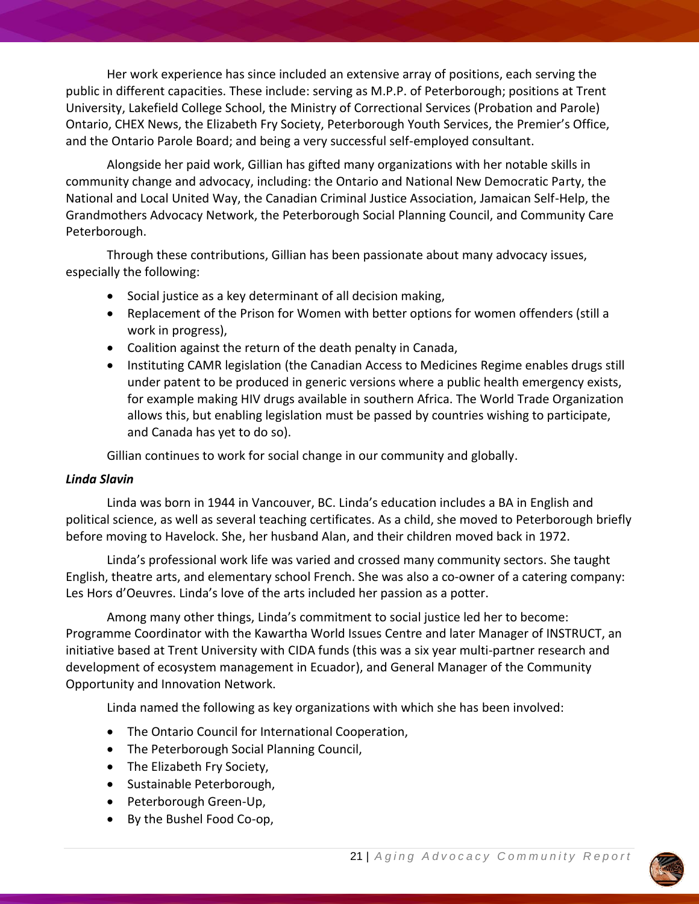Her work experience has since included an extensive array of positions, each serving the public in different capacities. These include: serving as M.P.P. of Peterborough; positions at Trent University, Lakefield College School, the Ministry of Correctional Services (Probation and Parole) Ontario, CHEX News, the Elizabeth Fry Society, Peterborough Youth Services, the Premier's Office, and the Ontario Parole Board; and being a very successful self-employed consultant.

Alongside her paid work, Gillian has gifted many organizations with her notable skills in community change and advocacy, including: the Ontario and National New Democratic Party, the National and Local United Way, the Canadian Criminal Justice Association, Jamaican Self-Help, the Grandmothers Advocacy Network, the Peterborough Social Planning Council, and Community Care Peterborough.

Through these contributions, Gillian has been passionate about many advocacy issues, especially the following:

- Social justice as a key determinant of all decision making,
- Replacement of the Prison for Women with better options for women offenders (still a work in progress),
- Coalition against the return of the death penalty in Canada,
- Instituting CAMR legislation (the Canadian Access to Medicines Regime enables drugs still under patent to be produced in generic versions where a public health emergency exists, for example making HIV drugs available in southern Africa. The World Trade Organization allows this, but enabling legislation must be passed by countries wishing to participate, and Canada has yet to do so).

Gillian continues to work for social change in our community and globally.

***Linda Slavin***

Linda was born in 1944 in Vancouver, BC. Linda's education includes a BA in English and political science, as well as several teaching certificates. As a child, she moved to Peterborough briefly before moving to Havelock. She, her husband Alan, and their children moved back in 1972.

Linda's professional work life was varied and crossed many community sectors. She taught English, theatre arts, and elementary school French. She was also a co-owner of a catering company: Les Hors d'Oeuvres. Linda's love of the arts included her passion as a potter.

Among many other things, Linda's commitment to social justice led her to become: Programme Coordinator with the Kawartha World Issues Centre and later Manager of INSTRUCT, an initiative based at Trent University with CIDA funds (this was a six year multi-partner research and development of ecosystem management in Ecuador), and General Manager of the Community Opportunity and Innovation Network.

Linda named the following as key organizations with which she has been involved:

- The Ontario Council for International Cooperation,
- The Peterborough Social Planning Council,
- The Elizabeth Fry Society,
- Sustainable Peterborough,
- Peterborough Green-Up,
- By the Bushel Food Co-op,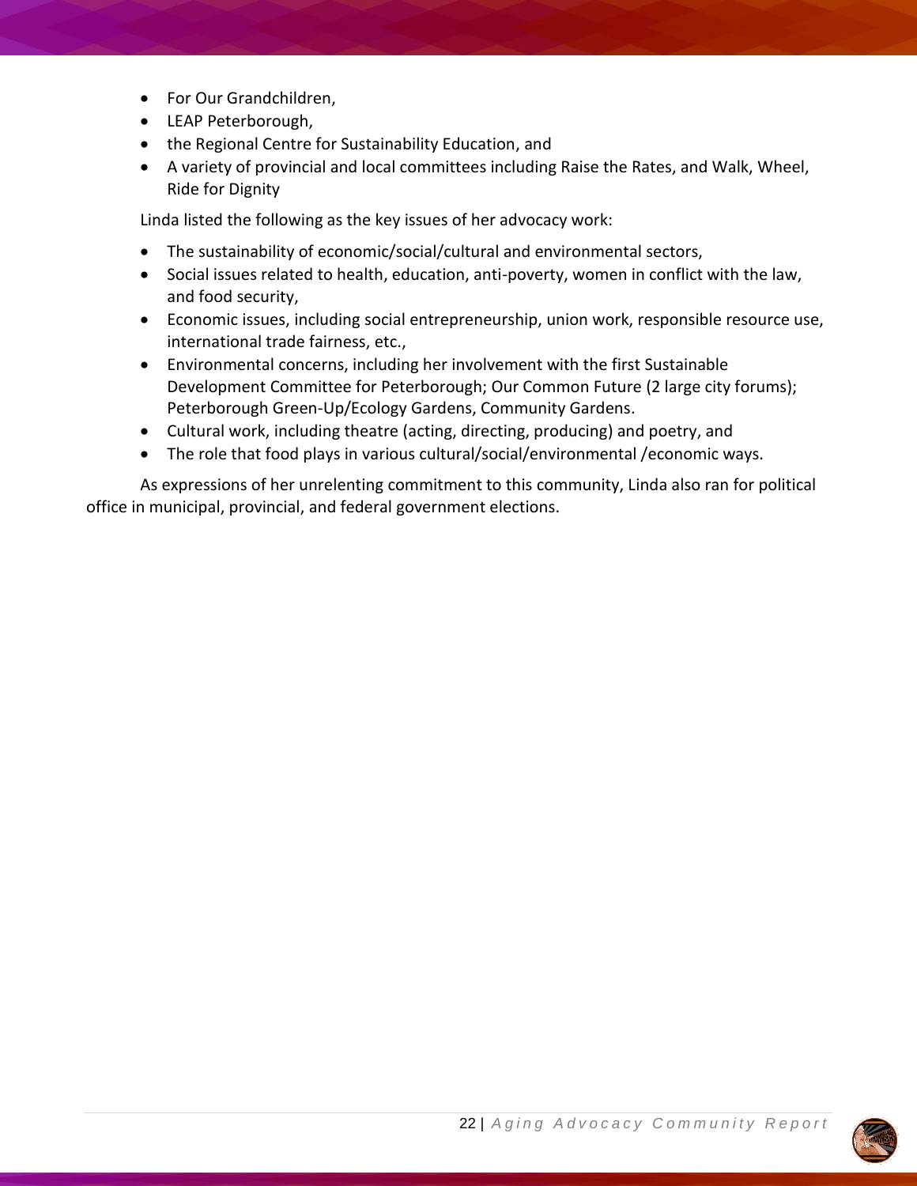- For Our Grandchildren,
- LEAP Peterborough,
- the Regional Centre for Sustainability Education, and
- A variety of provincial and local committees including Raise the Rates, and Walk, Wheel, Ride for Dignity

Linda listed the following as the key issues of her advocacy work:

- The sustainability of economic/social/cultural and environmental sectors,
- Social issues related to health, education, anti-poverty, women in conflict with the law, and food security,
- Economic issues, including social entrepreneurship, union work, responsible resource use, international trade fairness, etc.,
- Environmental concerns, including her involvement with the first Sustainable Development Committee for Peterborough; Our Common Future (2 large city forums); Peterborough Green-Up/Ecology Gardens, Community Gardens.
- Cultural work, including theatre (acting, directing, producing) and poetry, and
- The role that food plays in various cultural/social/environmental /economic ways.

As expressions of her unrelenting commitment to this community, Linda also ran for political office in municipal, provincial, and federal government elections.